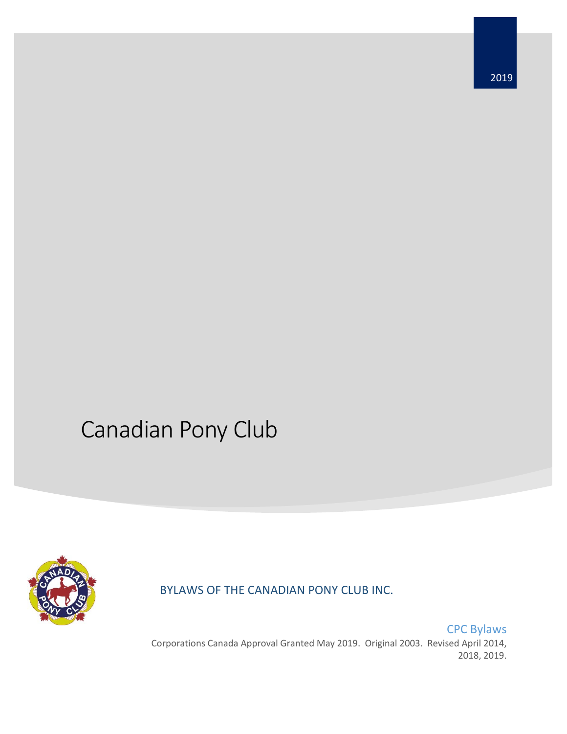2019

# Canadian Pony Club

BYLAWS OF THE CANADIAN PONY CLUB INC.

CPC Bylaws

Corporations Canada Approval Granted May 2019. Original 2003. Revised April 2014, 2018, 2019.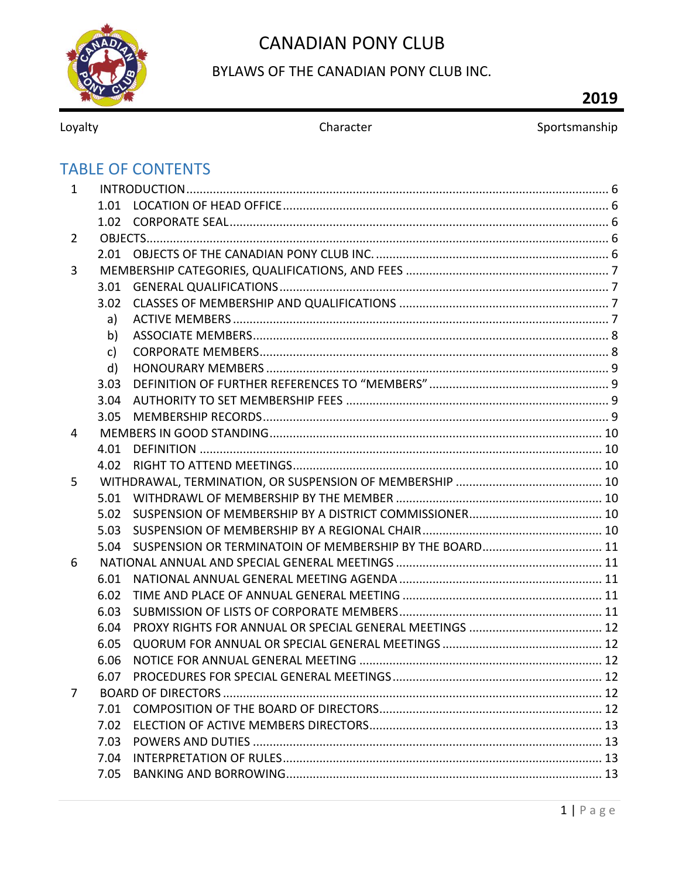# CANADIAN PONY CLUB

## BYLAWS OF THE CANADIAN PONY CLUB INC.

**2019**

Loyalty Character Sportsmanship

## TABLE OF CONTENTS

| | | | |
|---|---|---|---|
| 1 | INTRODUCTION | | 6 |
| | 1.01 | LOCATION OF HEAD OFFICE | 6 |
| | 1.02 | CORPORATE SEAL | 6 |
| 2 | OBJECTS | | 6 |
| | 2.01 | OBJECTS OF THE CANADIAN PONY CLUB INC. | 6 |
| 3 | MEMBERSHIP CATEGORIES, QUALIFICATIONS, AND FEES | | 7 |
| | 3.01 | GENERAL QUALIFICATIONS | 7 |
| | 3.02 | CLASSES OF MEMBERSHIP AND QUALIFICATIONS | 7 |
| | a) | ACTIVE MEMBERS | 7 |
| | b) | ASSOCIATE MEMBERS | 8 |
| | c) | CORPORATE MEMBERS | 8 |
| | d) | HONOURARY MEMBERS | 9 |
| | 3.03 | DEFINITION OF FURTHER REFERENCES TO "MEMBERS" | 9 |
| | 3.04 | AUTHORITY TO SET MEMBERSHIP FEES | 9 |
| | 3.05 | MEMBERSHIP RECORDS | 9 |
| 4 | MEMBERS IN GOOD STANDING | | 10 |
| | 4.01 | DEFINITION | 10 |
| | 4.02 | RIGHT TO ATTEND MEETINGS | 10 |
| 5 | WITHDRAWAL, TERMINATION, OR SUSPENSION OF MEMBERSHIP | | 10 |
| | 5.01 | WITHDRAWL OF MEMBERSHIP BY THE MEMBER | 10 |
| | 5.02 | SUSPENSION OF MEMBERSHIP BY A DISTRICT COMMISSIONER | 10 |
| | 5.03 | SUSPENSION OF MEMBERSHIP BY A REGIONAL CHAIR | 10 |
| | 5.04 | SUSPENSION OR TERMINATOIN OF MEMBERSHIP BY THE BOARD | 11 |
| 6 | NATIONAL ANNUAL AND SPECIAL GENERAL MEETINGS | | 11 |
| | 6.01 | NATIONAL ANNUAL GENERAL MEETING AGENDA | 11 |
| | 6.02 | TIME AND PLACE OF ANNUAL GENERAL MEETING | 11 |
| | 6.03 | SUBMISSION OF LISTS OF CORPORATE MEMBERS | 11 |
| | 6.04 | PROXY RIGHTS FOR ANNUAL OR SPECIAL GENERAL MEETINGS | 12 |
| | 6.05 | QUORUM FOR ANNUAL OR SPECIAL GENERAL MEETINGS | 12 |
| | 6.06 | NOTICE FOR ANNUAL GENERAL MEETING | 12 |
| | 6.07 | PROCEDURES FOR SPECIAL GENERAL MEETINGS | 12 |
| 7 | BOARD OF DIRECTORS | | 12 |
| | 7.01 | COMPOSITION OF THE BOARD OF DIRECTORS | 12 |
| | 7.02 | ELECTION OF ACTIVE MEMBERS DIRECTORS | 13 |
| | 7.03 | POWERS AND DUTIES | 13 |
| | 7.04 | INTERPRETATION OF RULES | 13 |
| | 7.05 | BANKING AND BORROWING | 13 |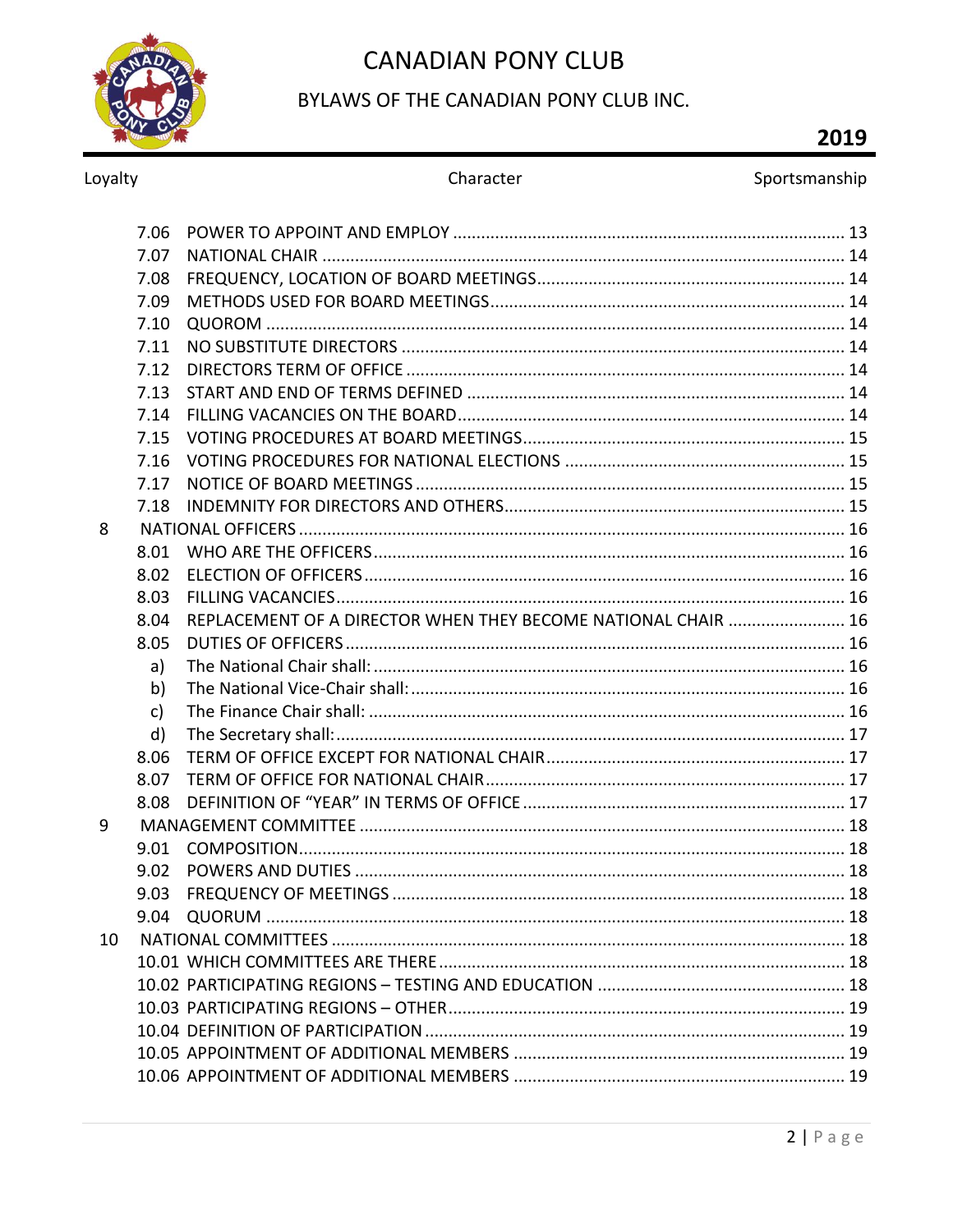| | | |
|---|---|---|
| 7.06 | POWER TO APPOINT AND EMPLOY | 13 |
| 7.07 | NATIONAL CHAIR | 14 |
| 7.08 | FREQUENCY, LOCATION OF BOARD MEETINGS | 14 |
| 7.09 | METHODS USED FOR BOARD MEETINGS | 14 |
| 7.10 | QUOROM | 14 |
| 7.11 | NO SUBSTITUTE DIRECTORS | 14 |
| 7.12 | DIRECTORS TERM OF OFFICE | 14 |
| 7.13 | START AND END OF TERMS DEFINED | 14 |
| 7.14 | FILLING VACANCIES ON THE BOARD | 14 |
| 7.15 | VOTING PROCEDURES AT BOARD MEETINGS | 15 |
| 7.16 | VOTING PROCEDURES FOR NATIONAL ELECTIONS | 15 |
| 7.17 | NOTICE OF BOARD MEETINGS | 15 |
| 7.18 | INDEMNITY FOR DIRECTORS AND OTHERS | 15 |
| 8 | NATIONAL OFFICERS | 16 |
| 8.01 | WHO ARE THE OFFICERS | 16 |
| 8.02 | ELECTION OF OFFICERS | 16 |
| 8.03 | FILLING VACANCIES | 16 |
| 8.04 | REPLACEMENT OF A DIRECTOR WHEN THEY BECOME NATIONAL CHAIR | 16 |
| 8.05 | DUTIES OF OFFICERS | 16 |
| a) | The National Chair shall: | 16 |
| b) | The National Vice-Chair shall: | 16 |
| c) | The Finance Chair shall: | 16 |
| d) | The Secretary shall: | 17 |
| 8.06 | TERM OF OFFICE EXCEPT FOR NATIONAL CHAIR | 17 |
| 8.07 | TERM OF OFFICE FOR NATIONAL CHAIR | 17 |
| 8.08 | DEFINITION OF "YEAR" IN TERMS OF OFFICE | 17 |
| 9 | MANAGEMENT COMMITTEE | 18 |
| 9.01 | COMPOSITION | 18 |
| 9.02 | POWERS AND DUTIES | 18 |
| 9.03 | FREQUENCY OF MEETINGS | 18 |
| 9.04 | QUORUM | 18 |
| 10 | NATIONAL COMMITTEES | 18 |
| 10.01 | WHICH COMMITTEES ARE THERE | 18 |
| 10.02 | PARTICIPATING REGIONS – TESTING AND EDUCATION | 18 |
| 10.03 | PARTICIPATING REGIONS – OTHER | 19 |
| 10.04 | DEFINITION OF PARTICIPATION | 19 |
| 10.05 | APPOINTMENT OF ADDITIONAL MEMBERS | 19 |
| 10.06 | APPOINTMENT OF ADDITIONAL MEMBERS | 19 |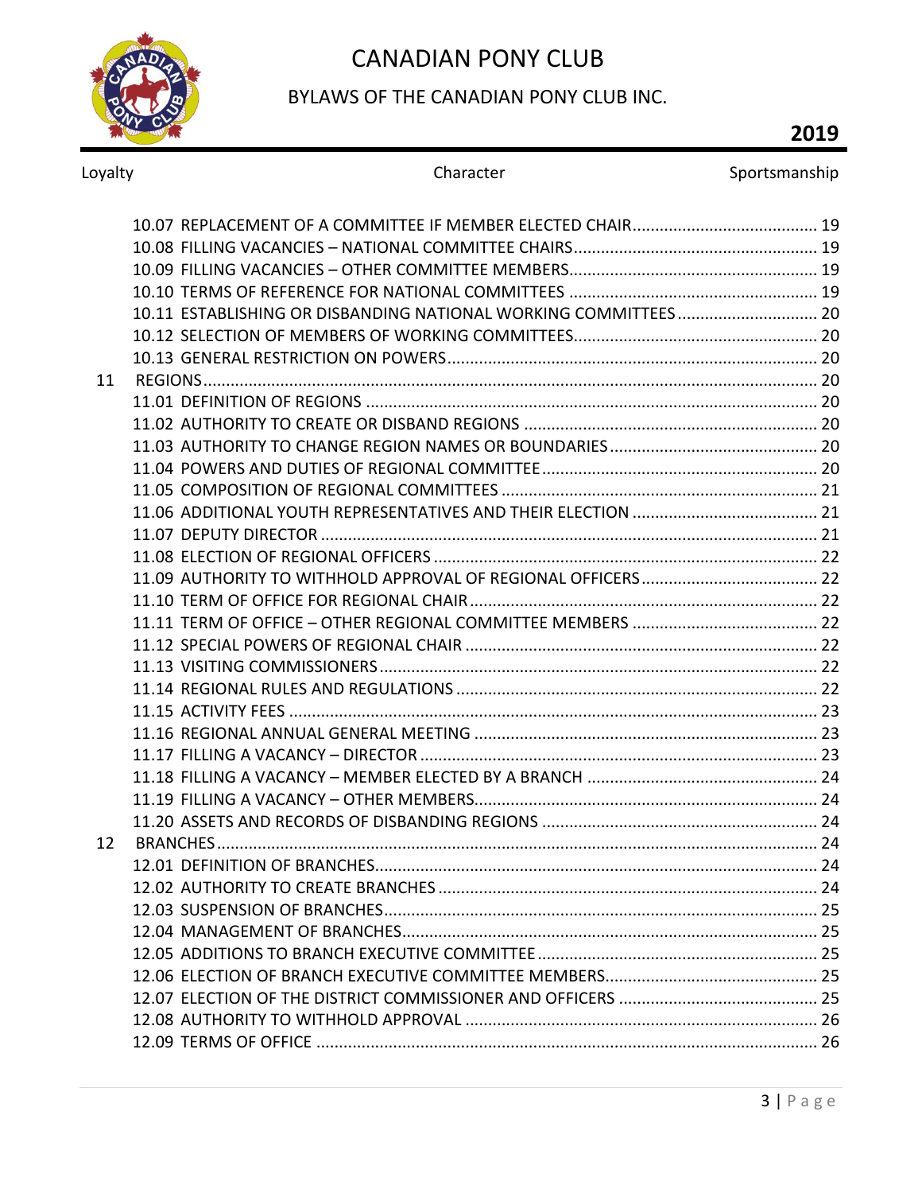10.07 REPLACEMENT OF A COMMITTEE IF MEMBER ELECTED CHAIR ........................................ 19
10.08 FILLING VACANCIES – NATIONAL COMMITTEE CHAIRS ........................................ 19
10.09 FILLING VACANCIES – OTHER COMMITTEE MEMBERS ........................................ 19
10.10 TERMS OF REFERENCE FOR NATIONAL COMMITTEES ........................................ 19
10.11 ESTABLISHING OR DISBANDING NATIONAL WORKING COMMITTEES ........................................ 20
10.12 SELECTION OF MEMBERS OF WORKING COMMITTEES ........................................ 20
10.13 GENERAL RESTRICTION ON POWERS ........................................ 20

11 REGIONS ........................................ 20
11.01 DEFINITION OF REGIONS ........................................ 20
11.02 AUTHORITY TO CREATE OR DISBAND REGIONS ........................................ 20
11.03 AUTHORITY TO CHANGE REGION NAMES OR BOUNDARIES ........................................ 20
11.04 POWERS AND DUTIES OF REGIONAL COMMITTEE ........................................ 20
11.05 COMPOSITION OF REGIONAL COMMITTEES ........................................ 21
11.06 ADDITIONAL YOUTH REPRESENTATIVES AND THEIR ELECTION ........................................ 21
11.07 DEPUTY DIRECTOR ........................................ 21
11.08 ELECTION OF REGIONAL OFFICERS ........................................ 22
11.09 AUTHORITY TO WITHHOLD APPROVAL OF REGIONAL OFFICERS ........................................ 22
11.10 TERM OF OFFICE FOR REGIONAL CHAIR ........................................ 22
11.11 TERM OF OFFICE – OTHER REGIONAL COMMITTEE MEMBERS ........................................ 22
11.12 SPECIAL POWERS OF REGIONAL CHAIR ........................................ 22
11.13 VISITING COMMISSIONERS ........................................ 22
11.14 REGIONAL RULES AND REGULATIONS ........................................ 22
11.15 ACTIVITY FEES ........................................ 23
11.16 REGIONAL ANNUAL GENERAL MEETING ........................................ 23
11.17 FILLING A VACANCY – DIRECTOR ........................................ 23
11.18 FILLING A VACANCY – MEMBER ELECTED BY A BRANCH ........................................ 24
11.19 FILLING A VACANCY – OTHER MEMBERS ........................................ 24
11.20 ASSETS AND RECORDS OF DISBANDING REGIONS ........................................ 24

12 BRANCHES ........................................ 24
12.01 DEFINITION OF BRANCHES ........................................ 24
12.02 AUTHORITY TO CREATE BRANCHES ........................................ 24
12.03 SUSPENSION OF BRANCHES ........................................ 25
12.04 MANAGEMENT OF BRANCHES ........................................ 25
12.05 ADDITIONS TO BRANCH EXECUTIVE COMMITTEE ........................................ 25
12.06 ELECTION OF BRANCH EXECUTIVE COMMITTEE MEMBERS ........................................ 25
12.07 ELECTION OF THE DISTRICT COMMISSIONER AND OFFICERS ........................................ 25
12.08 AUTHORITY TO WITHHOLD APPROVAL ........................................ 26
12.09 TERMS OF OFFICE ........................................ 26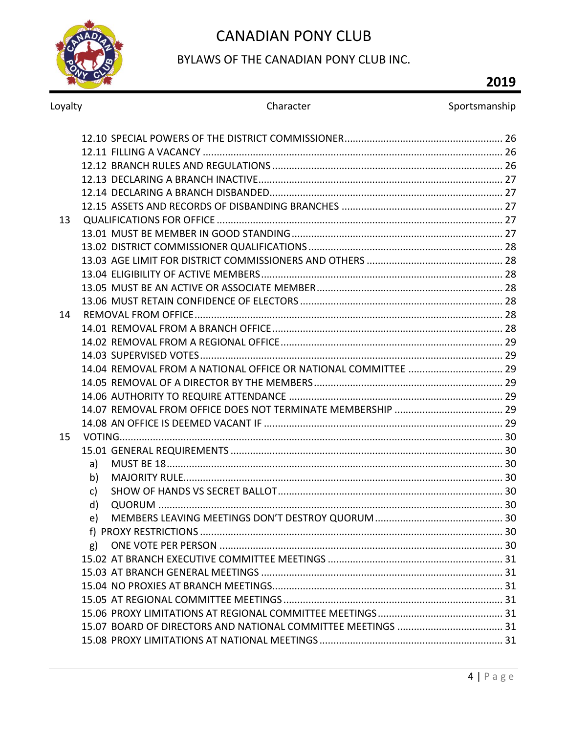| | | |
|---|---|---|
| | 12.10 SPECIAL POWERS OF THE DISTRICT COMMISSIONER | 26 |
| | 12.11 FILLING A VACANCY | 26 |
| | 12.12 BRANCH RULES AND REGULATIONS | 26 |
| | 12.13 DECLARING A BRANCH INACTIVE | 27 |
| | 12.14 DECLARING A BRANCH DISBANDED | 27 |
| | 12.15 ASSETS AND RECORDS OF DISBANDING BRANCHES | 27 |
| 13 | QUALIFICATIONS FOR OFFICE | 27 |
| | 13.01 MUST BE MEMBER IN GOOD STANDING | 27 |
| | 13.02 DISTRICT COMMISSIONER QUALIFICATIONS | 28 |
| | 13.03 AGE LIMIT FOR DISTRICT COMMISSIONERS AND OTHERS | 28 |
| | 13.04 ELIGIBILITY OF ACTIVE MEMBERS | 28 |
| | 13.05 MUST BE AN ACTIVE OR ASSOCIATE MEMBER | 28 |
| | 13.06 MUST RETAIN CONFIDENCE OF ELECTORS | 28 |
| 14 | REMOVAL FROM OFFICE | 28 |
| | 14.01 REMOVAL FROM A BRANCH OFFICE | 28 |
| | 14.02 REMOVAL FROM A REGIONAL OFFICE | 29 |
| | 14.03 SUPERVISED VOTES | 29 |
| | 14.04 REMOVAL FROM A NATIONAL OFFICE OR NATIONAL COMMITTEE | 29 |
| | 14.05 REMOVAL OF A DIRECTOR BY THE MEMBERS | 29 |
| | 14.06 AUTHORITY TO REQUIRE ATTENDANCE | 29 |
| | 14.07 REMOVAL FROM OFFICE DOES NOT TERMINATE MEMBERSHIP | 29 |
| | 14.08 AN OFFICE IS DEEMED VACANT IF | 29 |
| 15 | VOTING | 30 |
| | 15.01 GENERAL REQUIREMENTS | 30 |
| | a) MUST BE 18 | 30 |
| | b) MAJORITY RULE | 30 |
| | c) SHOW OF HANDS VS SECRET BALLOT | 30 |
| | d) QUORUM | 30 |
| | e) MEMBERS LEAVING MEETINGS DON'T DESTROY QUORUM | 30 |
| | f) PROXY RESTRICTIONS | 30 |
| | g) ONE VOTE PER PERSON | 30 |
| | 15.02 AT BRANCH EXECUTIVE COMMITTEE MEETINGS | 31 |
| | 15.03 AT BRANCH GENERAL MEETINGS | 31 |
| | 15.04 NO PROXIES AT BRANCH MEETINGS | 31 |
| | 15.05 AT REGIONAL COMMITTEE MEETINGS | 31 |
| | 15.06 PROXY LIMITATIONS AT REGIONAL COMMITTEE MEETINGS | 31 |
| | 15.07 BOARD OF DIRECTORS AND NATIONAL COMMITTEE MEETINGS | 31 |
| | 15.08 PROXY LIMITATIONS AT NATIONAL MEETINGS | 31 |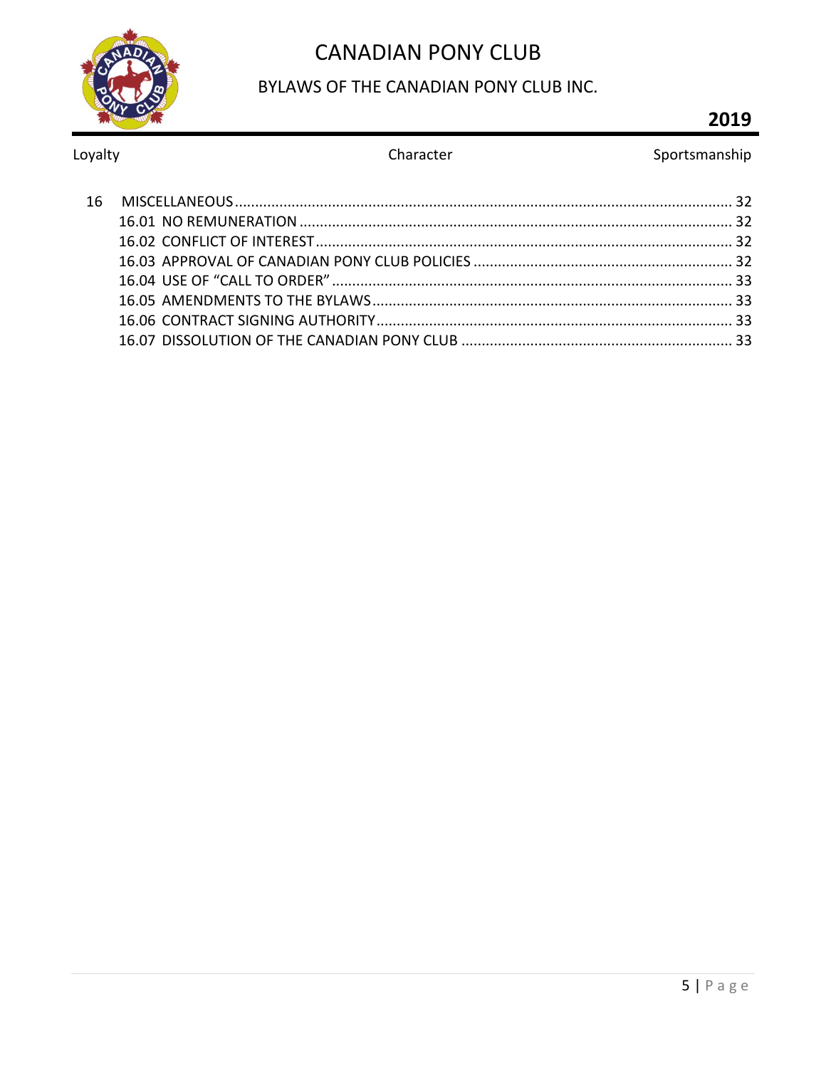16 MISCELLANEOUS ........................................................................................................................ 32
- 16.01 NO REMUNERATION .......................................................................................................... 32
- 16.02 CONFLICT OF INTEREST ...................................................................................................... 32
- 16.03 APPROVAL OF CANADIAN PONY CLUB POLICIES ................................................................ 32
- 16.04 USE OF "CALL TO ORDER" ................................................................................................... 33
- 16.05 AMENDMENTS TO THE BYLAWS ......................................................................................... 33
- 16.06 CONTRACT SIGNING AUTHORITY ....................................................................................... 33
- 16.07 DISSOLUTION OF THE CANADIAN PONY CLUB ................................................................... 33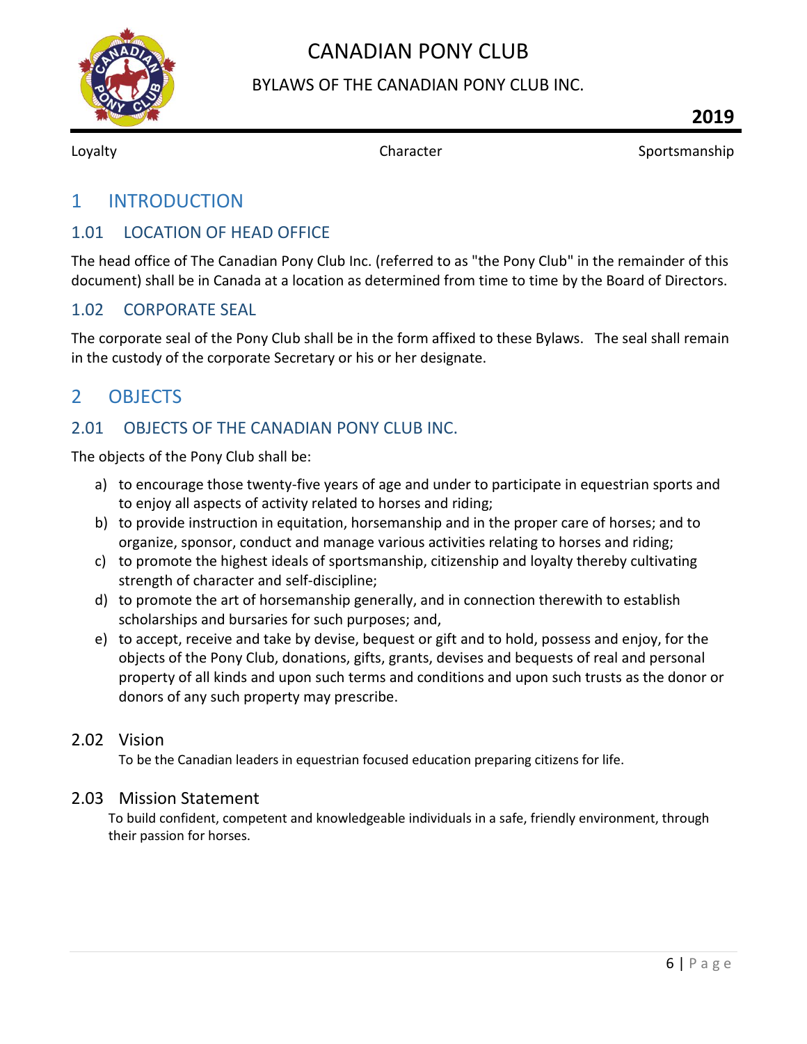# 1 INTRODUCTION

## 1.01 LOCATION OF HEAD OFFICE

The head office of The Canadian Pony Club Inc. (referred to as "the Pony Club" in the remainder of this document) shall be in Canada at a location as determined from time to time by the Board of Directors.

## 1.02 CORPORATE SEAL

The corporate seal of the Pony Club shall be in the form affixed to these Bylaws. The seal shall remain in the custody of the corporate Secretary or his or her designate.

# 2 OBJECTS

## 2.01 OBJECTS OF THE CANADIAN PONY CLUB INC.

The objects of the Pony Club shall be:

a) to encourage those twenty-five years of age and under to participate in equestrian sports and to enjoy all aspects of activity related to horses and riding;
b) to provide instruction in equitation, horsemanship and in the proper care of horses; and to organize, sponsor, conduct and manage various activities relating to horses and riding;
c) to promote the highest ideals of sportsmanship, citizenship and loyalty thereby cultivating strength of character and self-discipline;
d) to promote the art of horsemanship generally, and in connection therewith to establish scholarships and bursaries for such purposes; and,
e) to accept, receive and take by devise, bequest or gift and to hold, possess and enjoy, for the objects of the Pony Club, donations, gifts, grants, devises and bequests of real and personal property of all kinds and upon such terms and conditions and upon such trusts as the donor or donors of any such property may prescribe.

## 2.02 Vision

To be the Canadian leaders in equestrian focused education preparing citizens for life.

## 2.03 Mission Statement

To build confident, competent and knowledgeable individuals in a safe, friendly environment, through their passion for horses.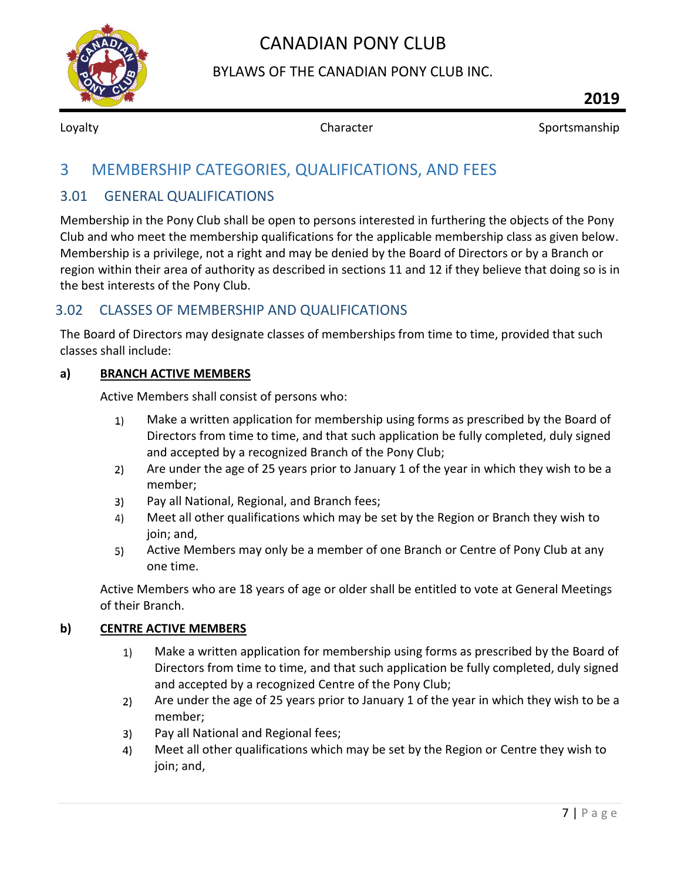# 3 MEMBERSHIP CATEGORIES, QUALIFICATIONS, AND FEES

## 3.01 GENERAL QUALIFICATIONS

Membership in the Pony Club shall be open to persons interested in furthering the objects of the Pony Club and who meet the membership qualifications for the applicable membership class as given below. Membership is a privilege, not a right and may be denied by the Board of Directors or by a Branch or region within their area of authority as described in sections 11 and 12 if they believe that doing so is in the best interests of the Pony Club.

## 3.02 CLASSES OF MEMBERSHIP AND QUALIFICATIONS

The Board of Directors may designate classes of memberships from time to time, provided that such classes shall include:

**a) BRANCH ACTIVE MEMBERS**

Active Members shall consist of persons who:

1) Make a written application for membership using forms as prescribed by the Board of Directors from time to time, and that such application be fully completed, duly signed and accepted by a recognized Branch of the Pony Club;
2) Are under the age of 25 years prior to January 1 of the year in which they wish to be a member;
3) Pay all National, Regional, and Branch fees;
4) Meet all other qualifications which may be set by the Region or Branch they wish to join; and,
5) Active Members may only be a member of one Branch or Centre of Pony Club at any one time.

Active Members who are 18 years of age or older shall be entitled to vote at General Meetings of their Branch.

**b) CENTRE ACTIVE MEMBERS**

1) Make a written application for membership using forms as prescribed by the Board of Directors from time to time, and that such application be fully completed, duly signed and accepted by a recognized Centre of the Pony Club;
2) Are under the age of 25 years prior to January 1 of the year in which they wish to be a member;
3) Pay all National and Regional fees;
4) Meet all other qualifications which may be set by the Region or Centre they wish to join; and,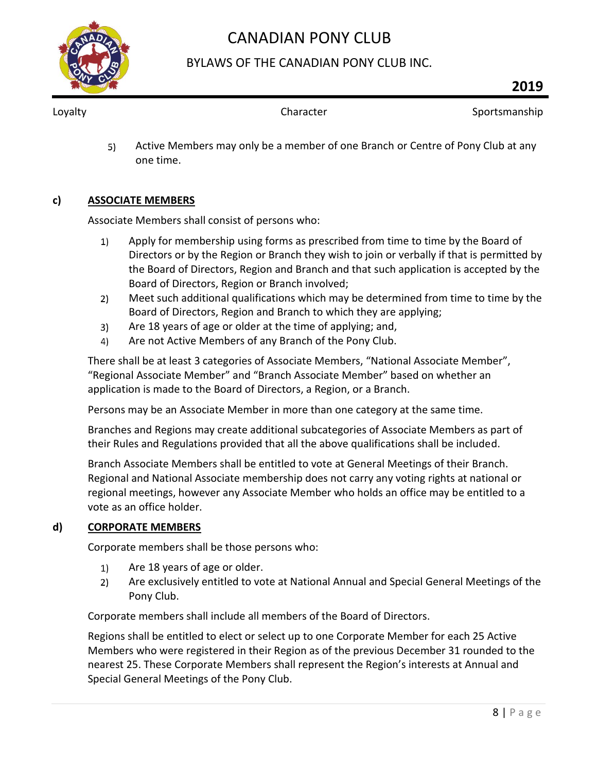5) Active Members may only be a member of one Branch or Centre of Pony Club at any one time.

**c) ASSOCIATE MEMBERS**

Associate Members shall consist of persons who:

1) Apply for membership using forms as prescribed from time to time by the Board of Directors or by the Region or Branch they wish to join or verbally if that is permitted by the Board of Directors, Region and Branch and that such application is accepted by the Board of Directors, Region or Branch involved;
2) Meet such additional qualifications which may be determined from time to time by the Board of Directors, Region and Branch to which they are applying;
3) Are 18 years of age or older at the time of applying; and,
4) Are not Active Members of any Branch of the Pony Club.

There shall be at least 3 categories of Associate Members, "National Associate Member", "Regional Associate Member" and "Branch Associate Member" based on whether an application is made to the Board of Directors, a Region, or a Branch.

Persons may be an Associate Member in more than one category at the same time.

Branches and Regions may create additional subcategories of Associate Members as part of their Rules and Regulations provided that all the above qualifications shall be included.

Branch Associate Members shall be entitled to vote at General Meetings of their Branch. Regional and National Associate membership does not carry any voting rights at national or regional meetings, however any Associate Member who holds an office may be entitled to a vote as an office holder.

**d) CORPORATE MEMBERS**

Corporate members shall be those persons who:

1) Are 18 years of age or older.
2) Are exclusively entitled to vote at National Annual and Special General Meetings of the Pony Club.

Corporate members shall include all members of the Board of Directors.

Regions shall be entitled to elect or select up to one Corporate Member for each 25 Active Members who were registered in their Region as of the previous December 31 rounded to the nearest 25. These Corporate Members shall represent the Region's interests at Annual and Special General Meetings of the Pony Club.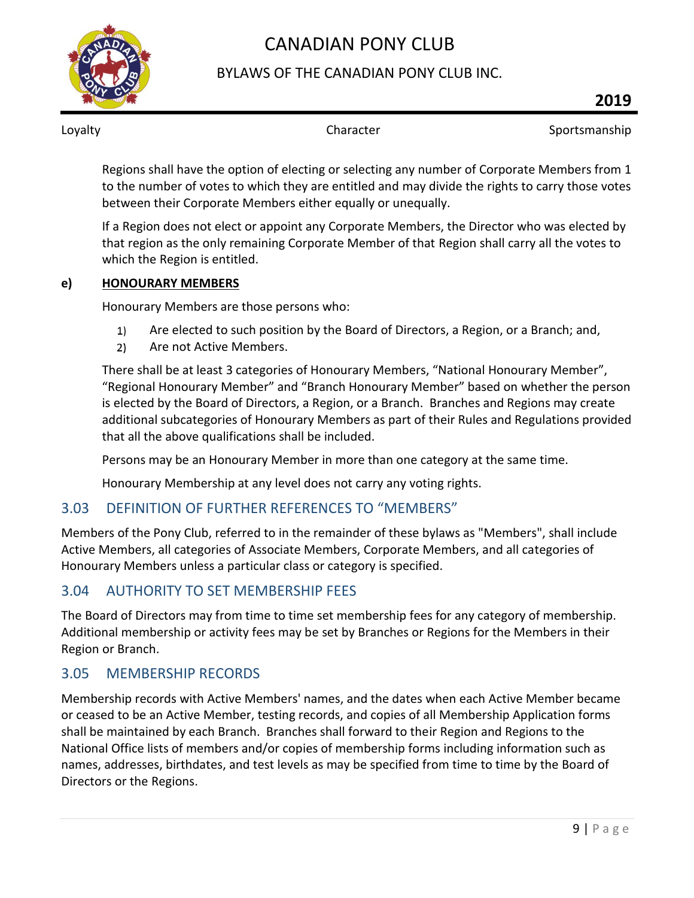Regions shall have the option of electing or selecting any number of Corporate Members from 1 to the number of votes to which they are entitled and may divide the rights to carry those votes between their Corporate Members either equally or unequally.

If a Region does not elect or appoint any Corporate Members, the Director who was elected by that region as the only remaining Corporate Member of that Region shall carry all the votes to which the Region is entitled.

**e) HONOURARY MEMBERS**

Honourary Members are those persons who:

1) Are elected to such position by the Board of Directors, a Region, or a Branch; and,
2) Are not Active Members.

There shall be at least 3 categories of Honourary Members, "National Honourary Member", "Regional Honourary Member" and "Branch Honourary Member" based on whether the person is elected by the Board of Directors, a Region, or a Branch. Branches and Regions may create additional subcategories of Honourary Members as part of their Rules and Regulations provided that all the above qualifications shall be included.

Persons may be an Honourary Member in more than one category at the same time.

Honourary Membership at any level does not carry any voting rights.

## 3.03 DEFINITION OF FURTHER REFERENCES TO "MEMBERS"

Members of the Pony Club, referred to in the remainder of these bylaws as "Members", shall include Active Members, all categories of Associate Members, Corporate Members, and all categories of Honourary Members unless a particular class or category is specified.

## 3.04 AUTHORITY TO SET MEMBERSHIP FEES

The Board of Directors may from time to time set membership fees for any category of membership. Additional membership or activity fees may be set by Branches or Regions for the Members in their Region or Branch.

## 3.05 MEMBERSHIP RECORDS

Membership records with Active Members' names, and the dates when each Active Member became or ceased to be an Active Member, testing records, and copies of all Membership Application forms shall be maintained by each Branch. Branches shall forward to their Region and Regions to the National Office lists of members and/or copies of membership forms including information such as names, addresses, birthdates, and test levels as may be specified from time to time by the Board of Directors or the Regions.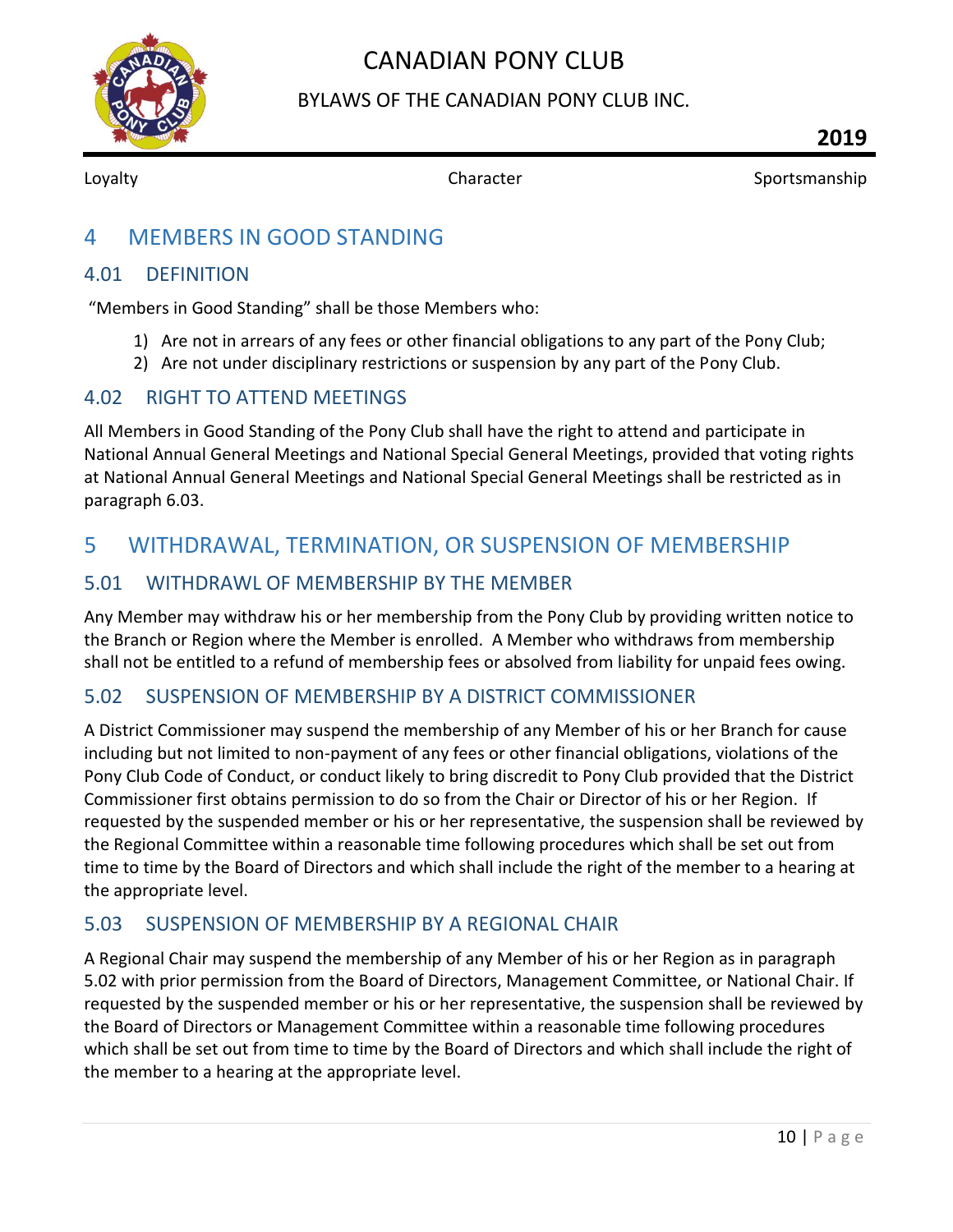# 4 MEMBERS IN GOOD STANDING

## 4.01 DEFINITION

"Members in Good Standing" shall be those Members who:

1) Are not in arrears of any fees or other financial obligations to any part of the Pony Club;
2) Are not under disciplinary restrictions or suspension by any part of the Pony Club.

## 4.02 RIGHT TO ATTEND MEETINGS

All Members in Good Standing of the Pony Club shall have the right to attend and participate in National Annual General Meetings and National Special General Meetings, provided that voting rights at National Annual General Meetings and National Special General Meetings shall be restricted as in paragraph 6.03.

# 5 WITHDRAWAL, TERMINATION, OR SUSPENSION OF MEMBERSHIP

## 5.01 WITHDRAWL OF MEMBERSHIP BY THE MEMBER

Any Member may withdraw his or her membership from the Pony Club by providing written notice to the Branch or Region where the Member is enrolled. A Member who withdraws from membership shall not be entitled to a refund of membership fees or absolved from liability for unpaid fees owing.

## 5.02 SUSPENSION OF MEMBERSHIP BY A DISTRICT COMMISSIONER

A District Commissioner may suspend the membership of any Member of his or her Branch for cause including but not limited to non-payment of any fees or other financial obligations, violations of the Pony Club Code of Conduct, or conduct likely to bring discredit to Pony Club provided that the District Commissioner first obtains permission to do so from the Chair or Director of his or her Region. If requested by the suspended member or his or her representative, the suspension shall be reviewed by the Regional Committee within a reasonable time following procedures which shall be set out from time to time by the Board of Directors and which shall include the right of the member to a hearing at the appropriate level.

## 5.03 SUSPENSION OF MEMBERSHIP BY A REGIONAL CHAIR

A Regional Chair may suspend the membership of any Member of his or her Region as in paragraph 5.02 with prior permission from the Board of Directors, Management Committee, or National Chair. If requested by the suspended member or his or her representative, the suspension shall be reviewed by the Board of Directors or Management Committee within a reasonable time following procedures which shall be set out from time to time by the Board of Directors and which shall include the right of the member to a hearing at the appropriate level.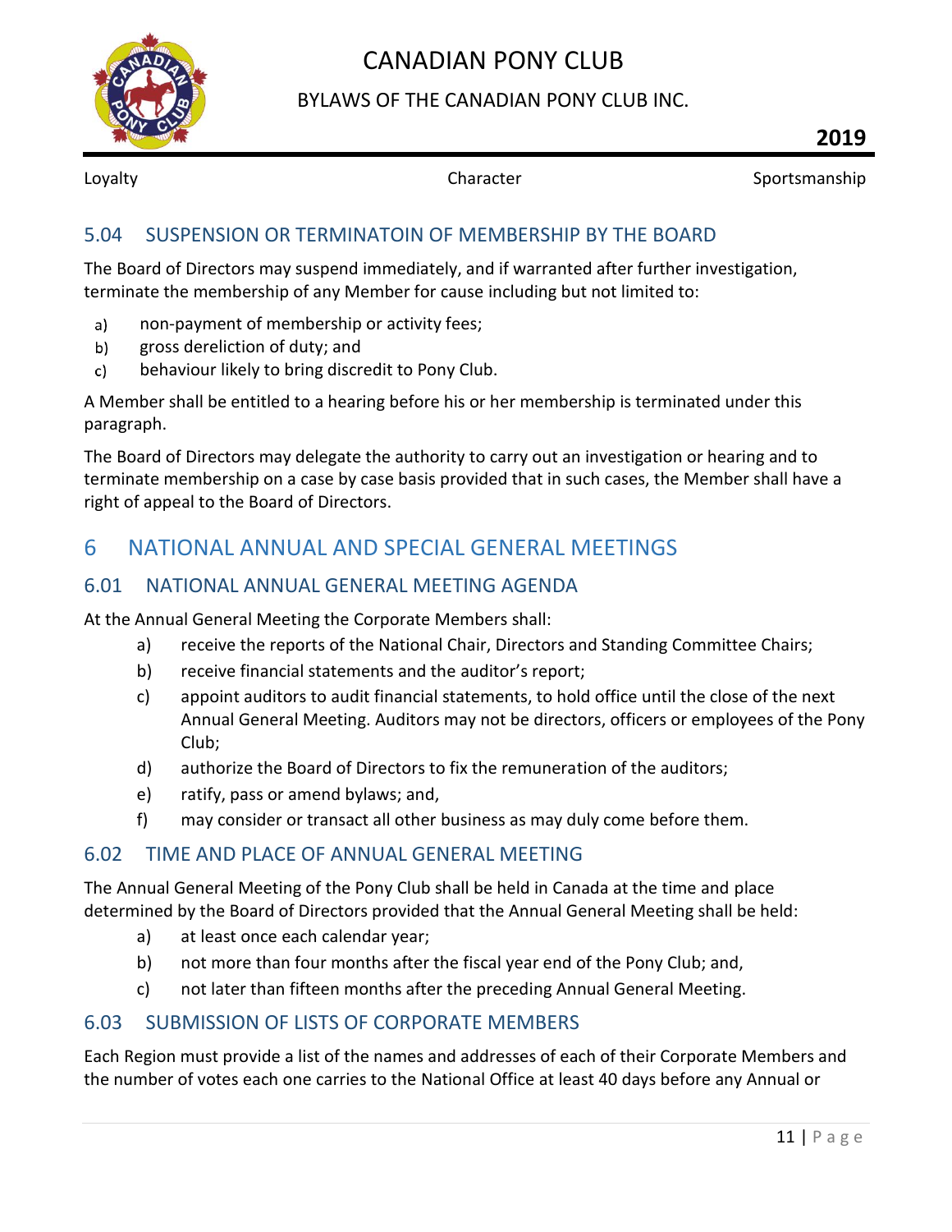## 5.04 SUSPENSION OR TERMINATOIN OF MEMBERSHIP BY THE BOARD

The Board of Directors may suspend immediately, and if warranted after further investigation, terminate the membership of any Member for cause including but not limited to:

a) non-payment of membership or activity fees;
b) gross dereliction of duty; and
c) behaviour likely to bring discredit to Pony Club.

A Member shall be entitled to a hearing before his or her membership is terminated under this paragraph.

The Board of Directors may delegate the authority to carry out an investigation or hearing and to terminate membership on a case by case basis provided that in such cases, the Member shall have a right of appeal to the Board of Directors.

# 6 NATIONAL ANNUAL AND SPECIAL GENERAL MEETINGS

## 6.01 NATIONAL ANNUAL GENERAL MEETING AGENDA

At the Annual General Meeting the Corporate Members shall:

a) receive the reports of the National Chair, Directors and Standing Committee Chairs;
b) receive financial statements and the auditor's report;
c) appoint auditors to audit financial statements, to hold office until the close of the next Annual General Meeting. Auditors may not be directors, officers or employees of the Pony Club;
d) authorize the Board of Directors to fix the remuneration of the auditors;
e) ratify, pass or amend bylaws; and,
f) may consider or transact all other business as may duly come before them.

## 6.02 TIME AND PLACE OF ANNUAL GENERAL MEETING

The Annual General Meeting of the Pony Club shall be held in Canada at the time and place determined by the Board of Directors provided that the Annual General Meeting shall be held:

a) at least once each calendar year;
b) not more than four months after the fiscal year end of the Pony Club; and,
c) not later than fifteen months after the preceding Annual General Meeting.

## 6.03 SUBMISSION OF LISTS OF CORPORATE MEMBERS

Each Region must provide a list of the names and addresses of each of their Corporate Members and the number of votes each one carries to the National Office at least 40 days before any Annual or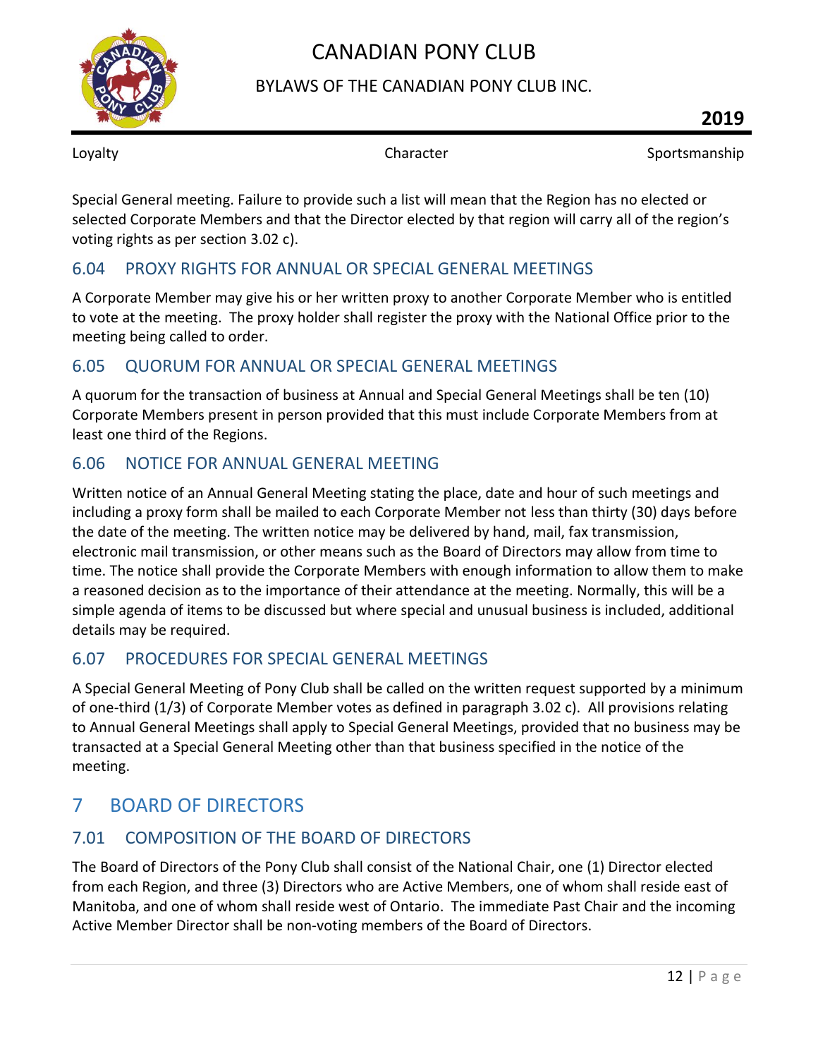Special General meeting. Failure to provide such a list will mean that the Region has no elected or selected Corporate Members and that the Director elected by that region will carry all of the region's voting rights as per section 3.02 c).

### 6.04 PROXY RIGHTS FOR ANNUAL OR SPECIAL GENERAL MEETINGS

A Corporate Member may give his or her written proxy to another Corporate Member who is entitled to vote at the meeting. The proxy holder shall register the proxy with the National Office prior to the meeting being called to order.

### 6.05 QUORUM FOR ANNUAL OR SPECIAL GENERAL MEETINGS

A quorum for the transaction of business at Annual and Special General Meetings shall be ten (10) Corporate Members present in person provided that this must include Corporate Members from at least one third of the Regions.

### 6.06 NOTICE FOR ANNUAL GENERAL MEETING

Written notice of an Annual General Meeting stating the place, date and hour of such meetings and including a proxy form shall be mailed to each Corporate Member not less than thirty (30) days before the date of the meeting. The written notice may be delivered by hand, mail, fax transmission, electronic mail transmission, or other means such as the Board of Directors may allow from time to time. The notice shall provide the Corporate Members with enough information to allow them to make a reasoned decision as to the importance of their attendance at the meeting. Normally, this will be a simple agenda of items to be discussed but where special and unusual business is included, additional details may be required.

### 6.07 PROCEDURES FOR SPECIAL GENERAL MEETINGS

A Special General Meeting of Pony Club shall be called on the written request supported by a minimum of one-third (1/3) of Corporate Member votes as defined in paragraph 3.02 c). All provisions relating to Annual General Meetings shall apply to Special General Meetings, provided that no business may be transacted at a Special General Meeting other than that business specified in the notice of the meeting.

## 7 BOARD OF DIRECTORS

### 7.01 COMPOSITION OF THE BOARD OF DIRECTORS

The Board of Directors of the Pony Club shall consist of the National Chair, one (1) Director elected from each Region, and three (3) Directors who are Active Members, one of whom shall reside east of Manitoba, and one of whom shall reside west of Ontario. The immediate Past Chair and the incoming Active Member Director shall be non-voting members of the Board of Directors.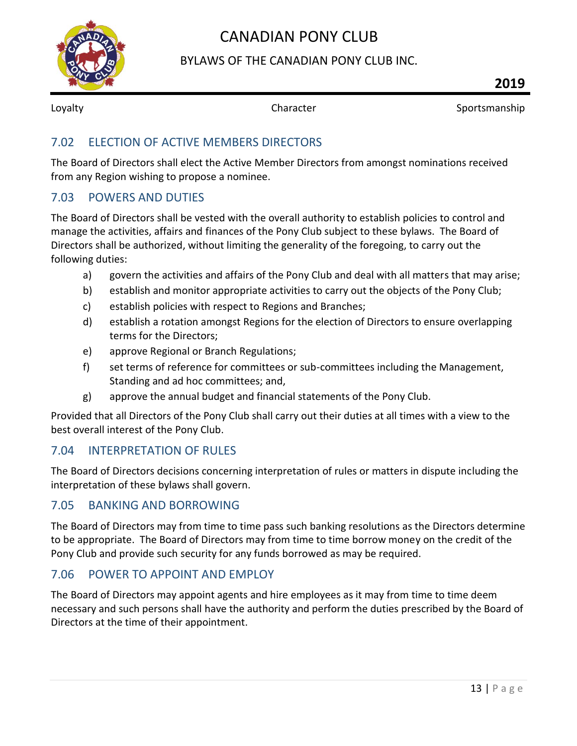## 7.02 ELECTION OF ACTIVE MEMBERS DIRECTORS

The Board of Directors shall elect the Active Member Directors from amongst nominations received from any Region wishing to propose a nominee.

## 7.03 POWERS AND DUTIES

The Board of Directors shall be vested with the overall authority to establish policies to control and manage the activities, affairs and finances of the Pony Club subject to these bylaws. The Board of Directors shall be authorized, without limiting the generality of the foregoing, to carry out the following duties:

a) govern the activities and affairs of the Pony Club and deal with all matters that may arise;
b) establish and monitor appropriate activities to carry out the objects of the Pony Club;
c) establish policies with respect to Regions and Branches;
d) establish a rotation amongst Regions for the election of Directors to ensure overlapping terms for the Directors;
e) approve Regional or Branch Regulations;
f) set terms of reference for committees or sub-committees including the Management, Standing and ad hoc committees; and,
g) approve the annual budget and financial statements of the Pony Club.

Provided that all Directors of the Pony Club shall carry out their duties at all times with a view to the best overall interest of the Pony Club.

## 7.04 INTERPRETATION OF RULES

The Board of Directors decisions concerning interpretation of rules or matters in dispute including the interpretation of these bylaws shall govern.

## 7.05 BANKING AND BORROWING

The Board of Directors may from time to time pass such banking resolutions as the Directors determine to be appropriate. The Board of Directors may from time to time borrow money on the credit of the Pony Club and provide such security for any funds borrowed as may be required.

## 7.06 POWER TO APPOINT AND EMPLOY

The Board of Directors may appoint agents and hire employees as it may from time to time deem necessary and such persons shall have the authority and perform the duties prescribed by the Board of Directors at the time of their appointment.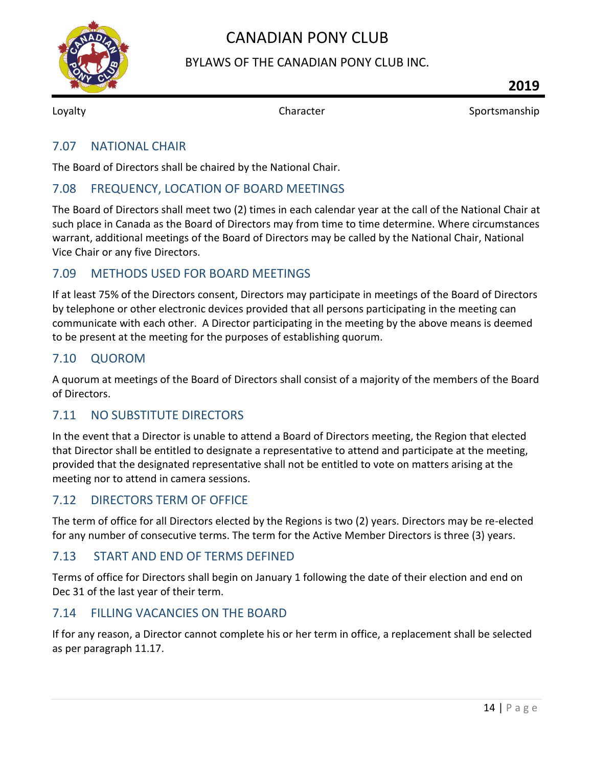## 7.07 NATIONAL CHAIR

The Board of Directors shall be chaired by the National Chair.

## 7.08 FREQUENCY, LOCATION OF BOARD MEETINGS

The Board of Directors shall meet two (2) times in each calendar year at the call of the National Chair at such place in Canada as the Board of Directors may from time to time determine. Where circumstances warrant, additional meetings of the Board of Directors may be called by the National Chair, National Vice Chair or any five Directors.

## 7.09 METHODS USED FOR BOARD MEETINGS

If at least 75% of the Directors consent, Directors may participate in meetings of the Board of Directors by telephone or other electronic devices provided that all persons participating in the meeting can communicate with each other. A Director participating in the meeting by the above means is deemed to be present at the meeting for the purposes of establishing quorum.

## 7.10 QUOROM

A quorum at meetings of the Board of Directors shall consist of a majority of the members of the Board of Directors.

## 7.11 NO SUBSTITUTE DIRECTORS

In the event that a Director is unable to attend a Board of Directors meeting, the Region that elected that Director shall be entitled to designate a representative to attend and participate at the meeting, provided that the designated representative shall not be entitled to vote on matters arising at the meeting nor to attend in camera sessions.

## 7.12 DIRECTORS TERM OF OFFICE

The term of office for all Directors elected by the Regions is two (2) years. Directors may be re-elected for any number of consecutive terms. The term for the Active Member Directors is three (3) years.

## 7.13 START AND END OF TERMS DEFINED

Terms of office for Directors shall begin on January 1 following the date of their election and end on Dec 31 of the last year of their term.

## 7.14 FILLING VACANCIES ON THE BOARD

If for any reason, a Director cannot complete his or her term in office, a replacement shall be selected as per paragraph 11.17.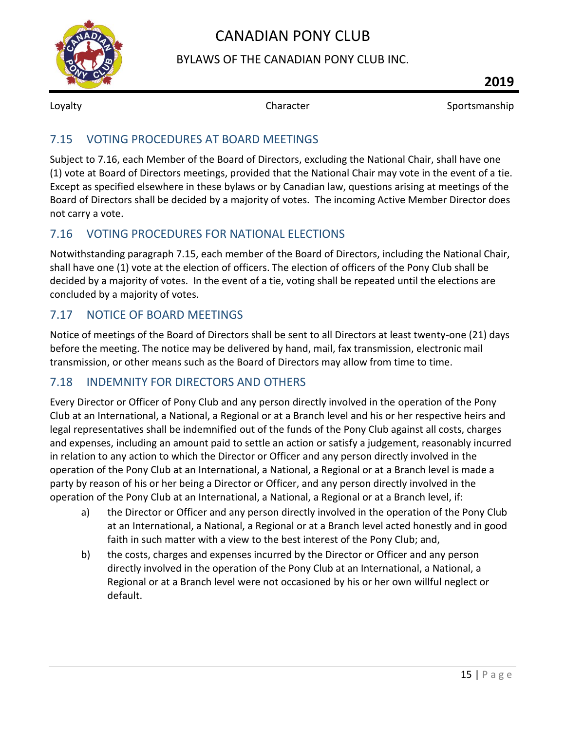## 7.15 VOTING PROCEDURES AT BOARD MEETINGS

Subject to 7.16, each Member of the Board of Directors, excluding the National Chair, shall have one (1) vote at Board of Directors meetings, provided that the National Chair may vote in the event of a tie. Except as specified elsewhere in these bylaws or by Canadian law, questions arising at meetings of the Board of Directors shall be decided by a majority of votes. The incoming Active Member Director does not carry a vote.

## 7.16 VOTING PROCEDURES FOR NATIONAL ELECTIONS

Notwithstanding paragraph 7.15, each member of the Board of Directors, including the National Chair, shall have one (1) vote at the election of officers. The election of officers of the Pony Club shall be decided by a majority of votes. In the event of a tie, voting shall be repeated until the elections are concluded by a majority of votes.

## 7.17 NOTICE OF BOARD MEETINGS

Notice of meetings of the Board of Directors shall be sent to all Directors at least twenty-one (21) days before the meeting. The notice may be delivered by hand, mail, fax transmission, electronic mail transmission, or other means such as the Board of Directors may allow from time to time.

## 7.18 INDEMNITY FOR DIRECTORS AND OTHERS

Every Director or Officer of Pony Club and any person directly involved in the operation of the Pony Club at an International, a National, a Regional or at a Branch level and his or her respective heirs and legal representatives shall be indemnified out of the funds of the Pony Club against all costs, charges and expenses, including an amount paid to settle an action or satisfy a judgement, reasonably incurred in relation to any action to which the Director or Officer and any person directly involved in the operation of the Pony Club at an International, a National, a Regional or at a Branch level is made a party by reason of his or her being a Director or Officer, and any person directly involved in the operation of the Pony Club at an International, a National, a Regional or at a Branch level, if:

a) the Director or Officer and any person directly involved in the operation of the Pony Club at an International, a National, a Regional or at a Branch level acted honestly and in good faith in such matter with a view to the best interest of the Pony Club; and,

b) the costs, charges and expenses incurred by the Director or Officer and any person directly involved in the operation of the Pony Club at an International, a National, a Regional or at a Branch level were not occasioned by his or her own willful neglect or default.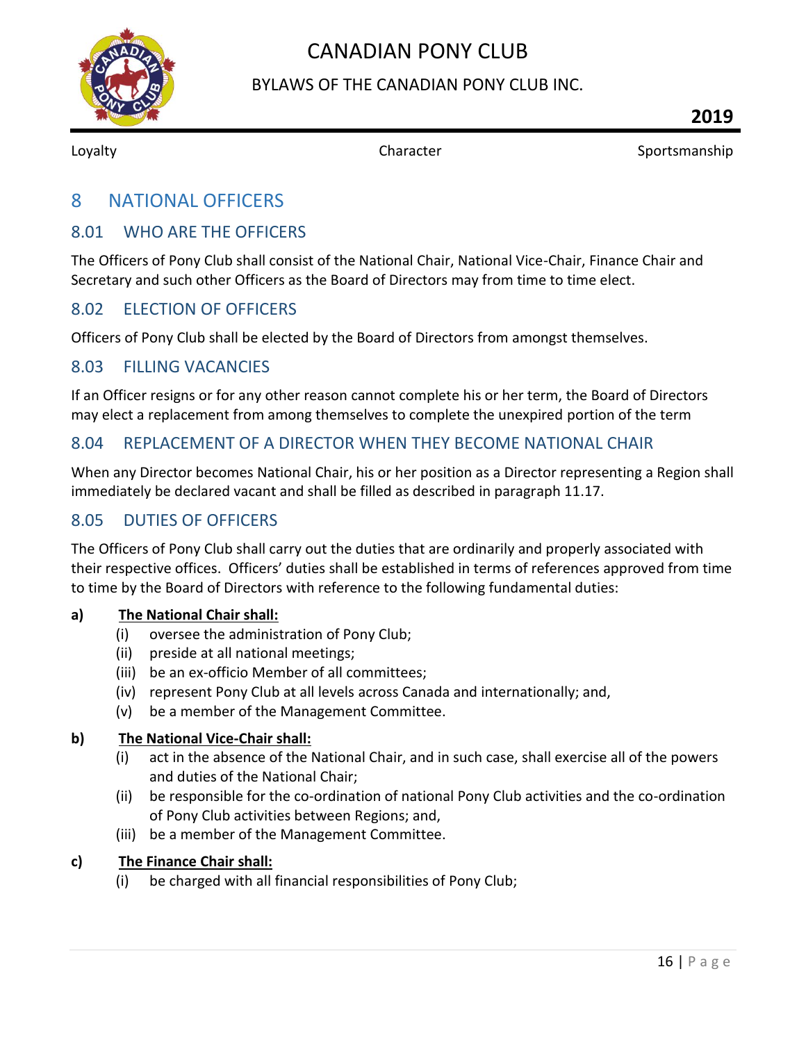# 8 NATIONAL OFFICERS

## 8.01 WHO ARE THE OFFICERS

The Officers of Pony Club shall consist of the National Chair, National Vice-Chair, Finance Chair and Secretary and such other Officers as the Board of Directors may from time to time elect.

## 8.02 ELECTION OF OFFICERS

Officers of Pony Club shall be elected by the Board of Directors from amongst themselves.

## 8.03 FILLING VACANCIES

If an Officer resigns or for any other reason cannot complete his or her term, the Board of Directors may elect a replacement from among themselves to complete the unexpired portion of the term

## 8.04 REPLACEMENT OF A DIRECTOR WHEN THEY BECOME NATIONAL CHAIR

When any Director becomes National Chair, his or her position as a Director representing a Region shall immediately be declared vacant and shall be filled as described in paragraph 11.17.

## 8.05 DUTIES OF OFFICERS

The Officers of Pony Club shall carry out the duties that are ordinarily and properly associated with their respective offices. Officers' duties shall be established in terms of references approved from time to time by the Board of Directors with reference to the following fundamental duties:

**a) The National Chair shall:**

- (i) oversee the administration of Pony Club;
- (ii) preside at all national meetings;
- (iii) be an ex-officio Member of all committees;
- (iv) represent Pony Club at all levels across Canada and internationally; and,
- (v) be a member of the Management Committee.

**b) The National Vice-Chair shall:**

- (i) act in the absence of the National Chair, and in such case, shall exercise all of the powers and duties of the National Chair;
- (ii) be responsible for the co-ordination of national Pony Club activities and the co-ordination of Pony Club activities between Regions; and,
- (iii) be a member of the Management Committee.

**c) The Finance Chair shall:**

- (i) be charged with all financial responsibilities of Pony Club;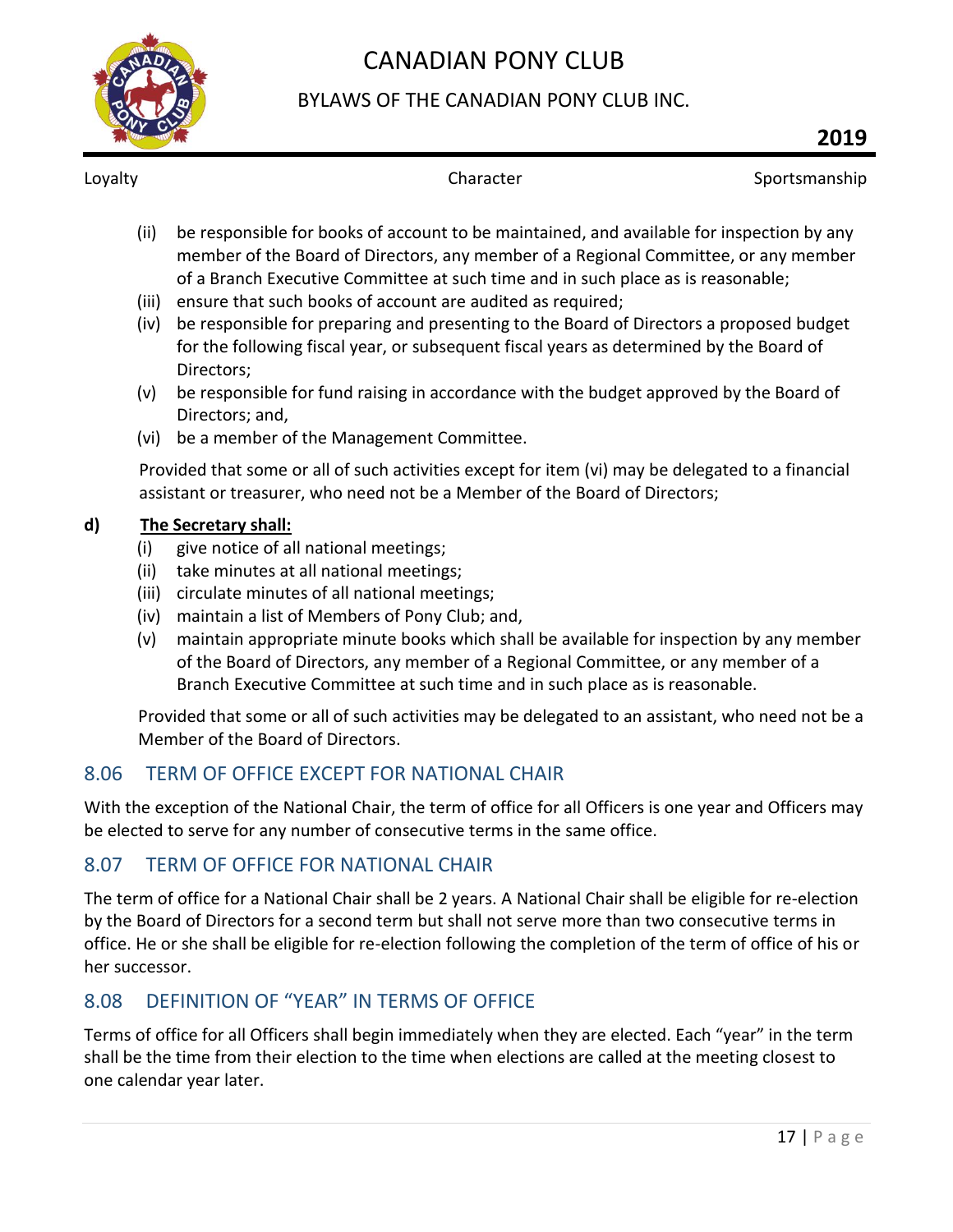(ii) be responsible for books of account to be maintained, and available for inspection by any member of the Board of Directors, any member of a Regional Committee, or any member of a Branch Executive Committee at such time and in such place as is reasonable;

(iii) ensure that such books of account are audited as required;

(iv) be responsible for preparing and presenting to the Board of Directors a proposed budget for the following fiscal year, or subsequent fiscal years as determined by the Board of Directors;

(v) be responsible for fund raising in accordance with the budget approved by the Board of Directors; and,

(vi) be a member of the Management Committee.

Provided that some or all of such activities except for item (vi) may be delegated to a financial assistant or treasurer, who need not be a Member of the Board of Directors;

**d) <u>The Secretary shall:</u>**

(i) give notice of all national meetings;

(ii) take minutes at all national meetings;

(iii) circulate minutes of all national meetings;

(iv) maintain a list of Members of Pony Club; and,

(v) maintain appropriate minute books which shall be available for inspection by any member of the Board of Directors, any member of a Regional Committee, or any member of a Branch Executive Committee at such time and in such place as is reasonable.

Provided that some or all of such activities may be delegated to an assistant, who need not be a Member of the Board of Directors.

## 8.06 TERM OF OFFICE EXCEPT FOR NATIONAL CHAIR

With the exception of the National Chair, the term of office for all Officers is one year and Officers may be elected to serve for any number of consecutive terms in the same office.

## 8.07 TERM OF OFFICE FOR NATIONAL CHAIR

The term of office for a National Chair shall be 2 years. A National Chair shall be eligible for re-election by the Board of Directors for a second term but shall not serve more than two consecutive terms in office. He or she shall be eligible for re-election following the completion of the term of office of his or her successor.

## 8.08 DEFINITION OF "YEAR" IN TERMS OF OFFICE

Terms of office for all Officers shall begin immediately when they are elected. Each "year" in the term shall be the time from their election to the time when elections are called at the meeting closest to one calendar year later.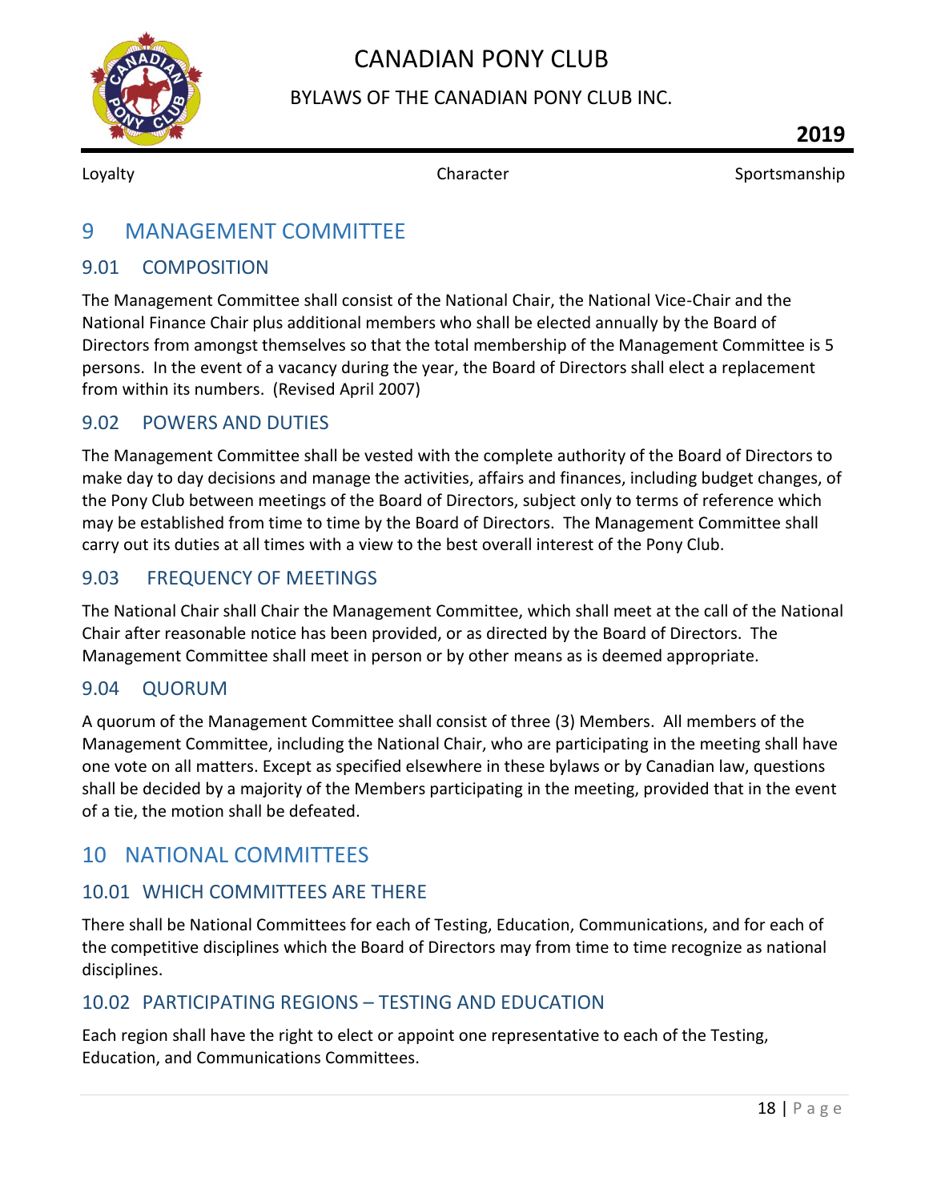# 9 MANAGEMENT COMMITTEE

## 9.01 COMPOSITION

The Management Committee shall consist of the National Chair, the National Vice-Chair and the National Finance Chair plus additional members who shall be elected annually by the Board of Directors from amongst themselves so that the total membership of the Management Committee is 5 persons. In the event of a vacancy during the year, the Board of Directors shall elect a replacement from within its numbers. (Revised April 2007)

## 9.02 POWERS AND DUTIES

The Management Committee shall be vested with the complete authority of the Board of Directors to make day to day decisions and manage the activities, affairs and finances, including budget changes, of the Pony Club between meetings of the Board of Directors, subject only to terms of reference which may be established from time to time by the Board of Directors. The Management Committee shall carry out its duties at all times with a view to the best overall interest of the Pony Club.

## 9.03 FREQUENCY OF MEETINGS

The National Chair shall Chair the Management Committee, which shall meet at the call of the National Chair after reasonable notice has been provided, or as directed by the Board of Directors. The Management Committee shall meet in person or by other means as is deemed appropriate.

## 9.04 QUORUM

A quorum of the Management Committee shall consist of three (3) Members. All members of the Management Committee, including the National Chair, who are participating in the meeting shall have one vote on all matters. Except as specified elsewhere in these bylaws or by Canadian law, questions shall be decided by a majority of the Members participating in the meeting, provided that in the event of a tie, the motion shall be defeated.

# 10 NATIONAL COMMITTEES

## 10.01 WHICH COMMITTEES ARE THERE

There shall be National Committees for each of Testing, Education, Communications, and for each of the competitive disciplines which the Board of Directors may from time to time recognize as national disciplines.

## 10.02 PARTICIPATING REGIONS – TESTING AND EDUCATION

Each region shall have the right to elect or appoint one representative to each of the Testing, Education, and Communications Committees.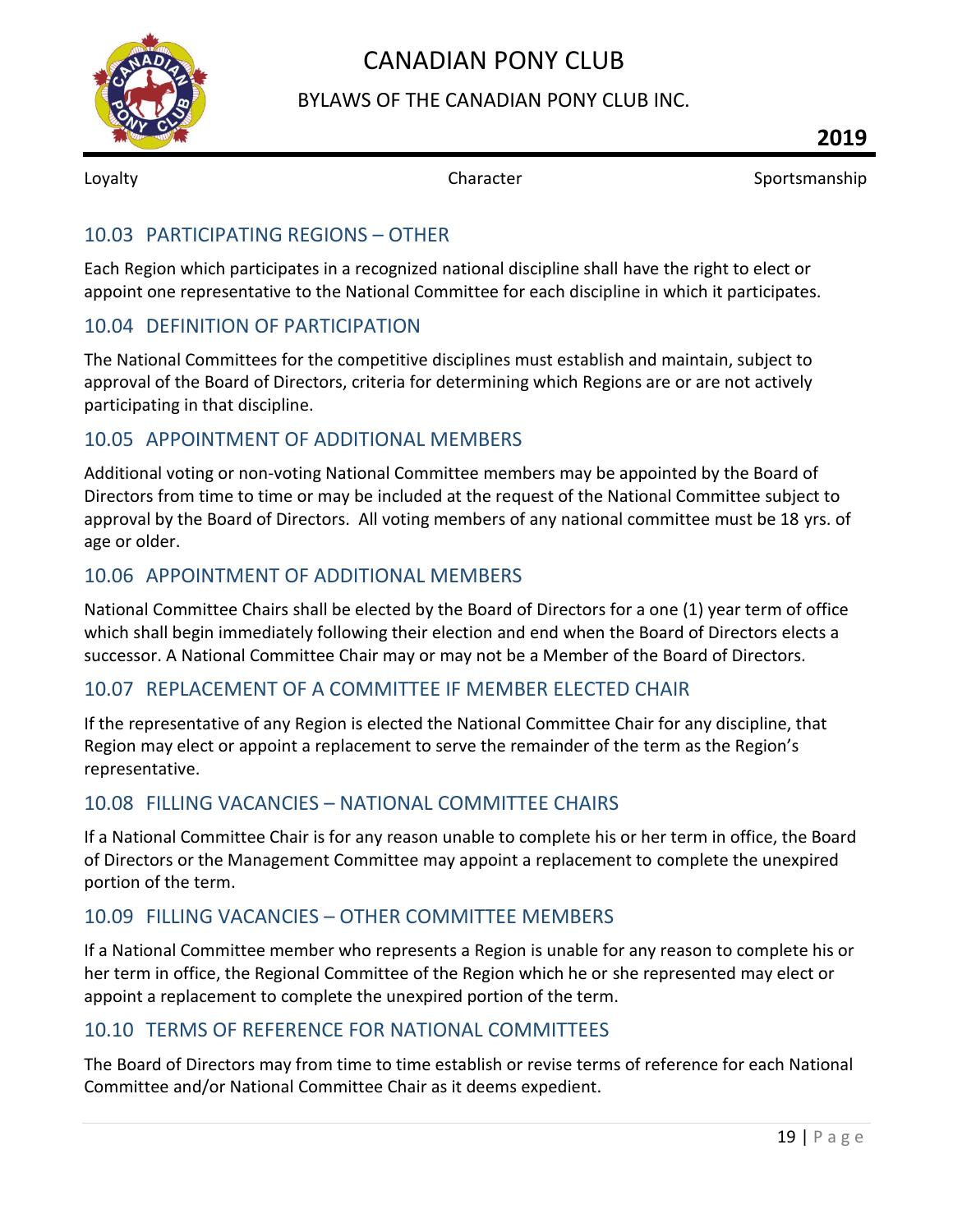## 10.03 PARTICIPATING REGIONS – OTHER

Each Region which participates in a recognized national discipline shall have the right to elect or appoint one representative to the National Committee for each discipline in which it participates.

## 10.04 DEFINITION OF PARTICIPATION

The National Committees for the competitive disciplines must establish and maintain, subject to approval of the Board of Directors, criteria for determining which Regions are or are not actively participating in that discipline.

## 10.05 APPOINTMENT OF ADDITIONAL MEMBERS

Additional voting or non-voting National Committee members may be appointed by the Board of Directors from time to time or may be included at the request of the National Committee subject to approval by the Board of Directors. All voting members of any national committee must be 18 yrs. of age or older.

## 10.06 APPOINTMENT OF ADDITIONAL MEMBERS

National Committee Chairs shall be elected by the Board of Directors for a one (1) year term of office which shall begin immediately following their election and end when the Board of Directors elects a successor. A National Committee Chair may or may not be a Member of the Board of Directors.

## 10.07 REPLACEMENT OF A COMMITTEE IF MEMBER ELECTED CHAIR

If the representative of any Region is elected the National Committee Chair for any discipline, that Region may elect or appoint a replacement to serve the remainder of the term as the Region's representative.

## 10.08 FILLING VACANCIES – NATIONAL COMMITTEE CHAIRS

If a National Committee Chair is for any reason unable to complete his or her term in office, the Board of Directors or the Management Committee may appoint a replacement to complete the unexpired portion of the term.

## 10.09 FILLING VACANCIES – OTHER COMMITTEE MEMBERS

If a National Committee member who represents a Region is unable for any reason to complete his or her term in office, the Regional Committee of the Region which he or she represented may elect or appoint a replacement to complete the unexpired portion of the term.

## 10.10 TERMS OF REFERENCE FOR NATIONAL COMMITTEES

The Board of Directors may from time to time establish or revise terms of reference for each National Committee and/or National Committee Chair as it deems expedient.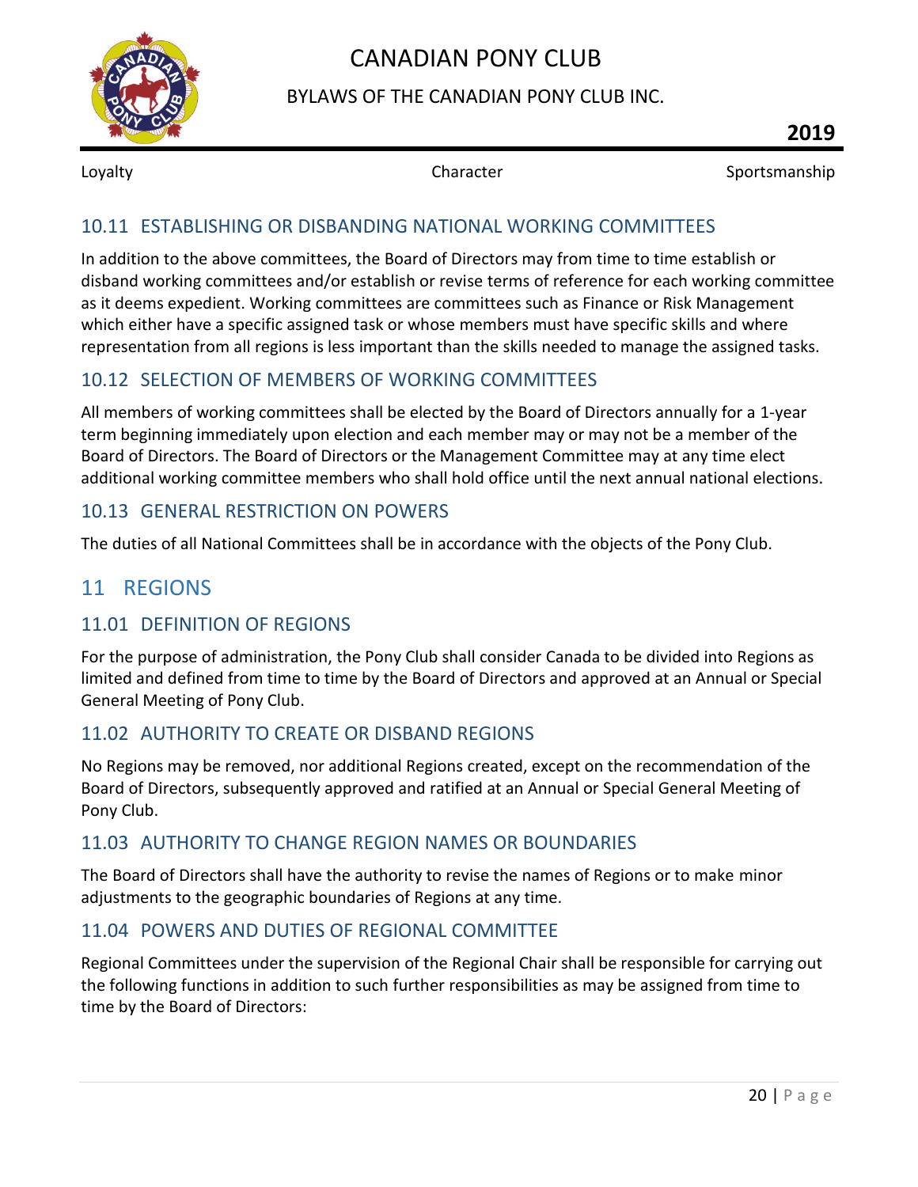### 10.11 ESTABLISHING OR DISBANDING NATIONAL WORKING COMMITTEES

In addition to the above committees, the Board of Directors may from time to time establish or disband working committees and/or establish or revise terms of reference for each working committee as it deems expedient. Working committees are committees such as Finance or Risk Management which either have a specific assigned task or whose members must have specific skills and where representation from all regions is less important than the skills needed to manage the assigned tasks.

### 10.12 SELECTION OF MEMBERS OF WORKING COMMITTEES

All members of working committees shall be elected by the Board of Directors annually for a 1-year term beginning immediately upon election and each member may or may not be a member of the Board of Directors. The Board of Directors or the Management Committee may at any time elect additional working committee members who shall hold office until the next annual national elections.

### 10.13 GENERAL RESTRICTION ON POWERS

The duties of all National Committees shall be in accordance with the objects of the Pony Club.

## 11 REGIONS

### 11.01 DEFINITION OF REGIONS

For the purpose of administration, the Pony Club shall consider Canada to be divided into Regions as limited and defined from time to time by the Board of Directors and approved at an Annual or Special General Meeting of Pony Club.

### 11.02 AUTHORITY TO CREATE OR DISBAND REGIONS

No Regions may be removed, nor additional Regions created, except on the recommendation of the Board of Directors, subsequently approved and ratified at an Annual or Special General Meeting of Pony Club.

### 11.03 AUTHORITY TO CHANGE REGION NAMES OR BOUNDARIES

The Board of Directors shall have the authority to revise the names of Regions or to make minor adjustments to the geographic boundaries of Regions at any time.

### 11.04 POWERS AND DUTIES OF REGIONAL COMMITTEE

Regional Committees under the supervision of the Regional Chair shall be responsible for carrying out the following functions in addition to such further responsibilities as may be assigned from time to time by the Board of Directors: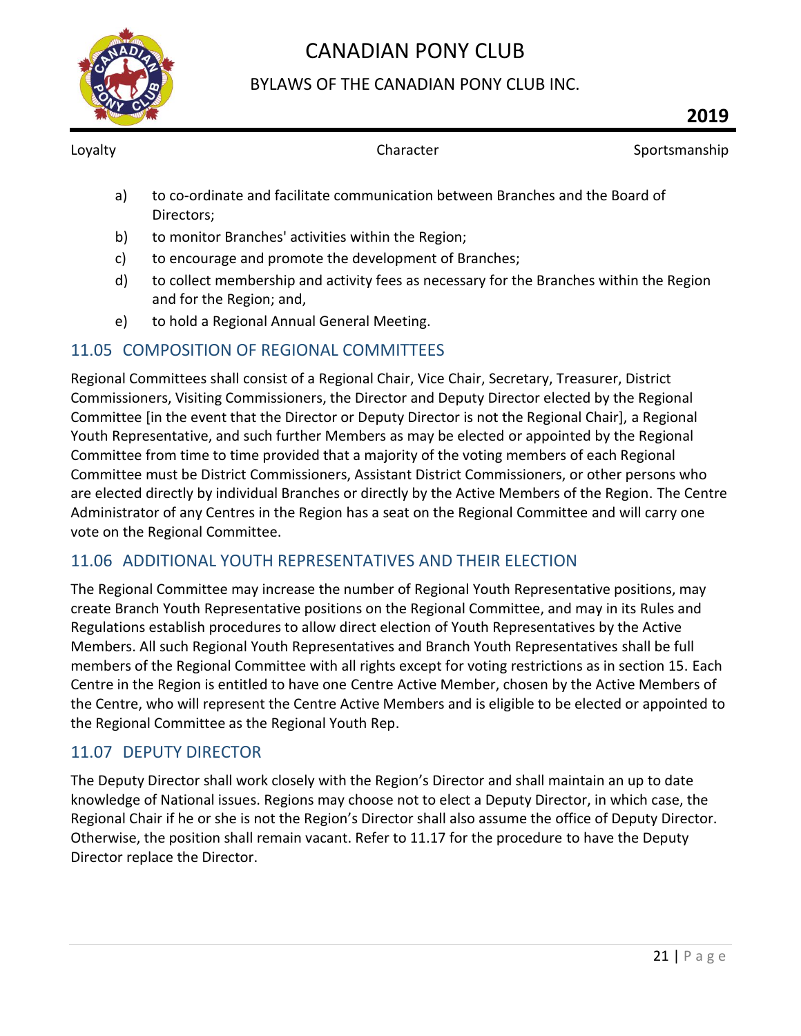a) to co-ordinate and facilitate communication between Branches and the Board of Directors;

b) to monitor Branches' activities within the Region;

c) to encourage and promote the development of Branches;

d) to collect membership and activity fees as necessary for the Branches within the Region and for the Region; and,

e) to hold a Regional Annual General Meeting.

## 11.05 COMPOSITION OF REGIONAL COMMITTEES

Regional Committees shall consist of a Regional Chair, Vice Chair, Secretary, Treasurer, District Commissioners, Visiting Commissioners, the Director and Deputy Director elected by the Regional Committee [in the event that the Director or Deputy Director is not the Regional Chair], a Regional Youth Representative, and such further Members as may be elected or appointed by the Regional Committee from time to time provided that a majority of the voting members of each Regional Committee must be District Commissioners, Assistant District Commissioners, or other persons who are elected directly by individual Branches or directly by the Active Members of the Region. The Centre Administrator of any Centres in the Region has a seat on the Regional Committee and will carry one vote on the Regional Committee.

## 11.06 ADDITIONAL YOUTH REPRESENTATIVES AND THEIR ELECTION

The Regional Committee may increase the number of Regional Youth Representative positions, may create Branch Youth Representative positions on the Regional Committee, and may in its Rules and Regulations establish procedures to allow direct election of Youth Representatives by the Active Members. All such Regional Youth Representatives and Branch Youth Representatives shall be full members of the Regional Committee with all rights except for voting restrictions as in section 15. Each Centre in the Region is entitled to have one Centre Active Member, chosen by the Active Members of the Centre, who will represent the Centre Active Members and is eligible to be elected or appointed to the Regional Committee as the Regional Youth Rep.

## 11.07 DEPUTY DIRECTOR

The Deputy Director shall work closely with the Region's Director and shall maintain an up to date knowledge of National issues. Regions may choose not to elect a Deputy Director, in which case, the Regional Chair if he or she is not the Region's Director shall also assume the office of Deputy Director. Otherwise, the position shall remain vacant. Refer to 11.17 for the procedure to have the Deputy Director replace the Director.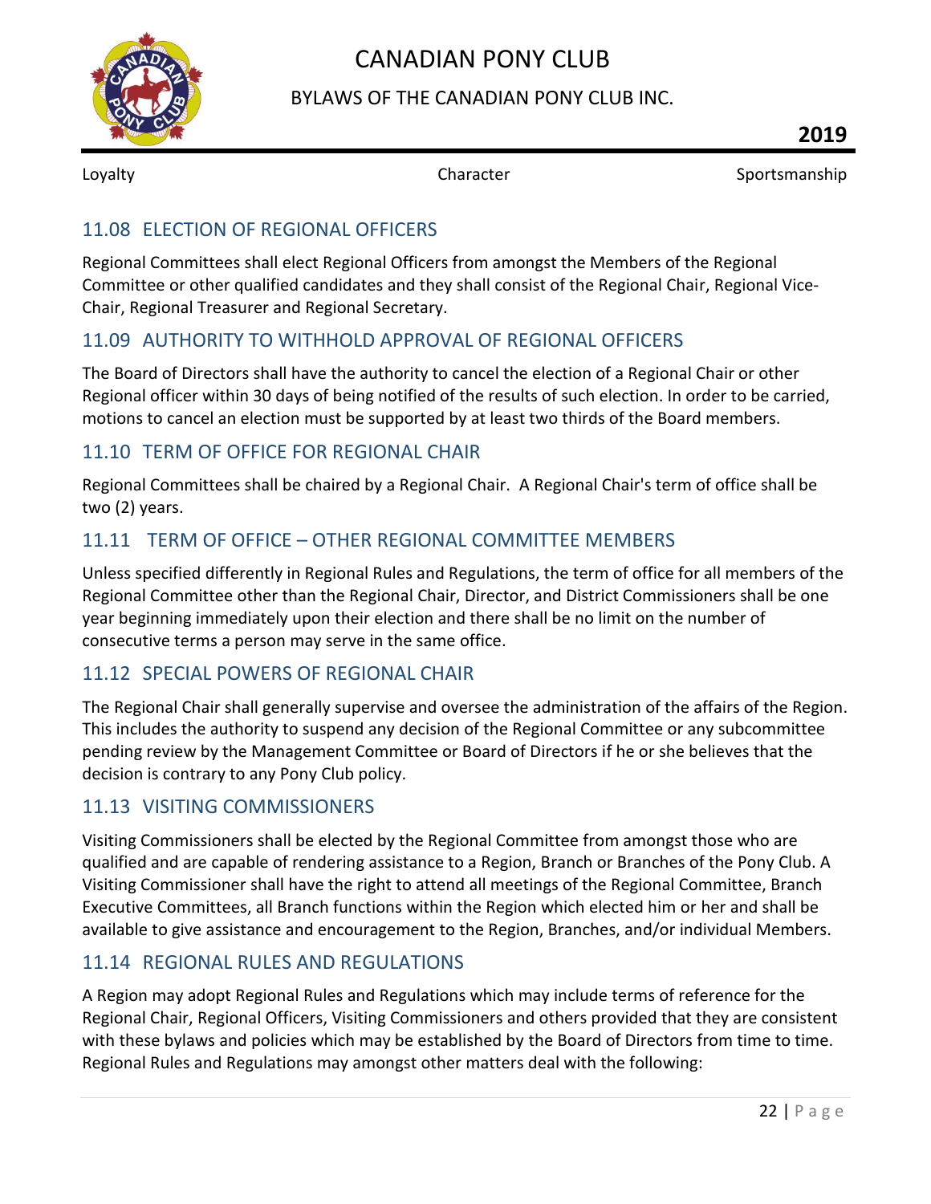## 11.08 ELECTION OF REGIONAL OFFICERS

Regional Committees shall elect Regional Officers from amongst the Members of the Regional Committee or other qualified candidates and they shall consist of the Regional Chair, Regional Vice-Chair, Regional Treasurer and Regional Secretary.

## 11.09 AUTHORITY TO WITHHOLD APPROVAL OF REGIONAL OFFICERS

The Board of Directors shall have the authority to cancel the election of a Regional Chair or other Regional officer within 30 days of being notified of the results of such election. In order to be carried, motions to cancel an election must be supported by at least two thirds of the Board members.

## 11.10 TERM OF OFFICE FOR REGIONAL CHAIR

Regional Committees shall be chaired by a Regional Chair. A Regional Chair's term of office shall be two (2) years.

## 11.11 TERM OF OFFICE – OTHER REGIONAL COMMITTEE MEMBERS

Unless specified differently in Regional Rules and Regulations, the term of office for all members of the Regional Committee other than the Regional Chair, Director, and District Commissioners shall be one year beginning immediately upon their election and there shall be no limit on the number of consecutive terms a person may serve in the same office.

## 11.12 SPECIAL POWERS OF REGIONAL CHAIR

The Regional Chair shall generally supervise and oversee the administration of the affairs of the Region. This includes the authority to suspend any decision of the Regional Committee or any subcommittee pending review by the Management Committee or Board of Directors if he or she believes that the decision is contrary to any Pony Club policy.

## 11.13 VISITING COMMISSIONERS

Visiting Commissioners shall be elected by the Regional Committee from amongst those who are qualified and are capable of rendering assistance to a Region, Branch or Branches of the Pony Club. A Visiting Commissioner shall have the right to attend all meetings of the Regional Committee, Branch Executive Committees, all Branch functions within the Region which elected him or her and shall be available to give assistance and encouragement to the Region, Branches, and/or individual Members.

## 11.14 REGIONAL RULES AND REGULATIONS

A Region may adopt Regional Rules and Regulations which may include terms of reference for the Regional Chair, Regional Officers, Visiting Commissioners and others provided that they are consistent with these bylaws and policies which may be established by the Board of Directors from time to time. Regional Rules and Regulations may amongst other matters deal with the following: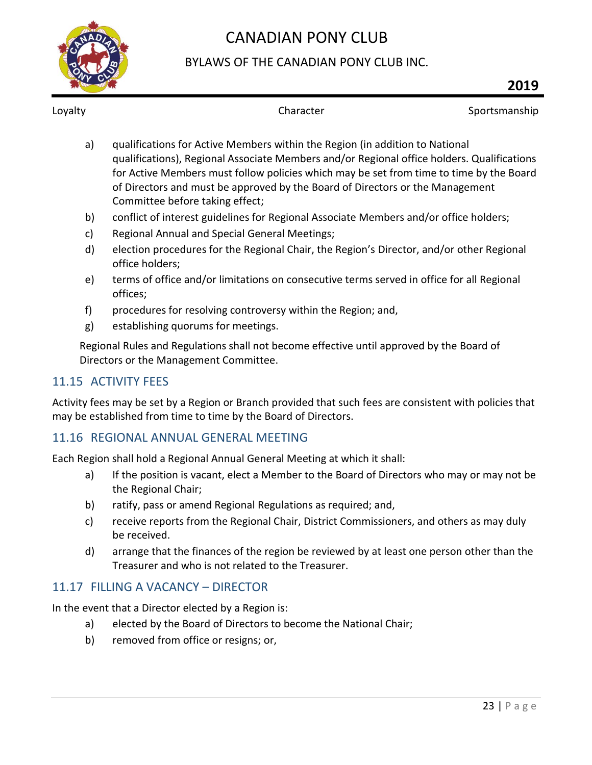a) qualifications for Active Members within the Region (in addition to National qualifications), Regional Associate Members and/or Regional office holders. Qualifications for Active Members must follow policies which may be set from time to time by the Board of Directors and must be approved by the Board of Directors or the Management Committee before taking effect;

b) conflict of interest guidelines for Regional Associate Members and/or office holders;

c) Regional Annual and Special General Meetings;

d) election procedures for the Regional Chair, the Region's Director, and/or other Regional office holders;

e) terms of office and/or limitations on consecutive terms served in office for all Regional offices;

f) procedures for resolving controversy within the Region; and,

g) establishing quorums for meetings.

Regional Rules and Regulations shall not become effective until approved by the Board of Directors or the Management Committee.

## 11.15 ACTIVITY FEES

Activity fees may be set by a Region or Branch provided that such fees are consistent with policies that may be established from time to time by the Board of Directors.

## 11.16 REGIONAL ANNUAL GENERAL MEETING

Each Region shall hold a Regional Annual General Meeting at which it shall:

a) If the position is vacant, elect a Member to the Board of Directors who may or may not be the Regional Chair;

b) ratify, pass or amend Regional Regulations as required; and,

c) receive reports from the Regional Chair, District Commissioners, and others as may duly be received.

d) arrange that the finances of the region be reviewed by at least one person other than the Treasurer and who is not related to the Treasurer.

## 11.17 FILLING A VACANCY – DIRECTOR

In the event that a Director elected by a Region is:

a) elected by the Board of Directors to become the National Chair;

b) removed from office or resigns; or,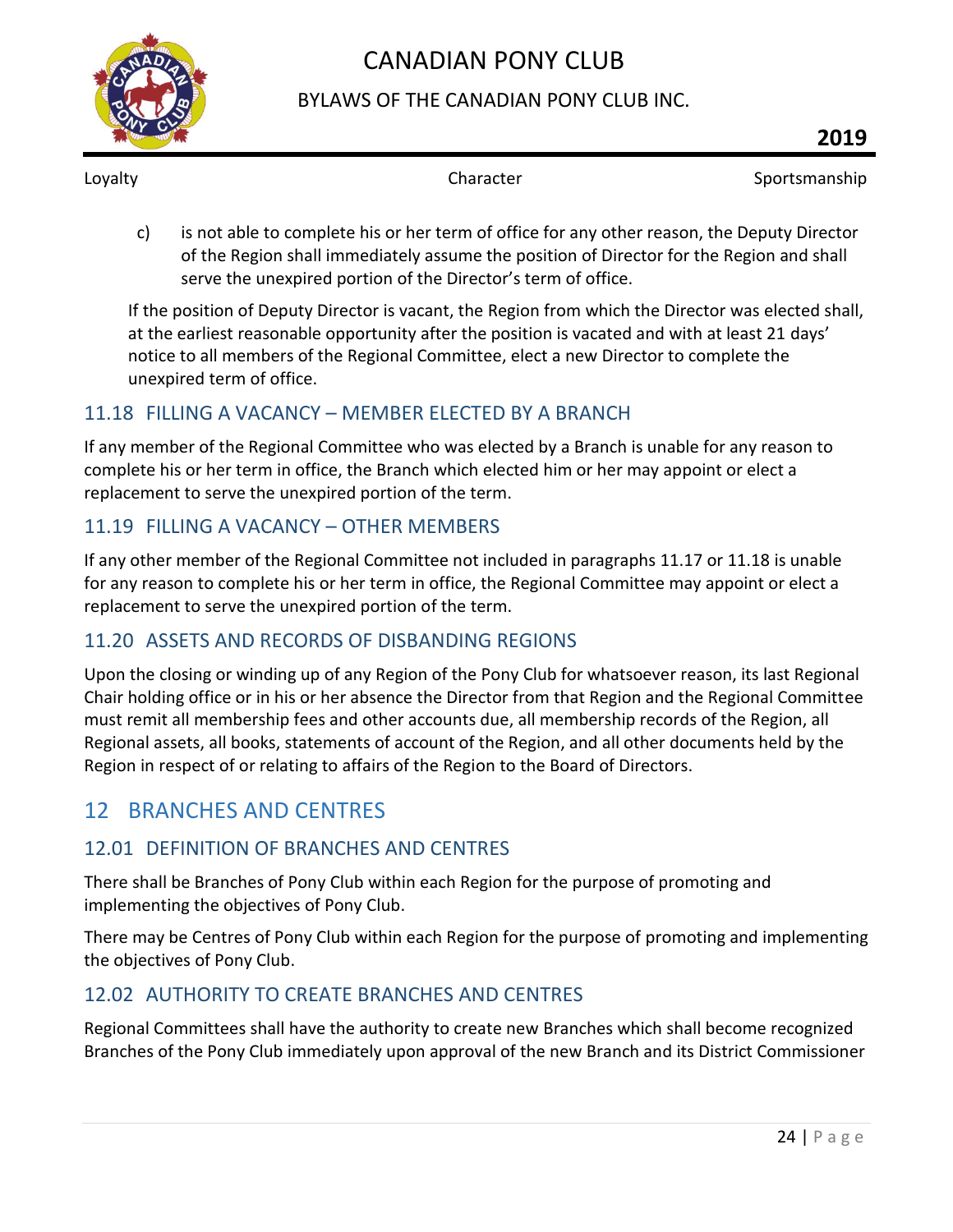c) is not able to complete his or her term of office for any other reason, the Deputy Director of the Region shall immediately assume the position of Director for the Region and shall serve the unexpired portion of the Director's term of office.

If the position of Deputy Director is vacant, the Region from which the Director was elected shall, at the earliest reasonable opportunity after the position is vacated and with at least 21 days' notice to all members of the Regional Committee, elect a new Director to complete the unexpired term of office.

## 11.18 FILLING A VACANCY – MEMBER ELECTED BY A BRANCH

If any member of the Regional Committee who was elected by a Branch is unable for any reason to complete his or her term in office, the Branch which elected him or her may appoint or elect a replacement to serve the unexpired portion of the term.

## 11.19 FILLING A VACANCY – OTHER MEMBERS

If any other member of the Regional Committee not included in paragraphs 11.17 or 11.18 is unable for any reason to complete his or her term in office, the Regional Committee may appoint or elect a replacement to serve the unexpired portion of the term.

## 11.20 ASSETS AND RECORDS OF DISBANDING REGIONS

Upon the closing or winding up of any Region of the Pony Club for whatsoever reason, its last Regional Chair holding office or in his or her absence the Director from that Region and the Regional Committee must remit all membership fees and other accounts due, all membership records of the Region, all Regional assets, all books, statements of account of the Region, and all other documents held by the Region in respect of or relating to affairs of the Region to the Board of Directors.

# 12 BRANCHES AND CENTRES

## 12.01 DEFINITION OF BRANCHES AND CENTRES

There shall be Branches of Pony Club within each Region for the purpose of promoting and implementing the objectives of Pony Club.

There may be Centres of Pony Club within each Region for the purpose of promoting and implementing the objectives of Pony Club.

## 12.02 AUTHORITY TO CREATE BRANCHES AND CENTRES

Regional Committees shall have the authority to create new Branches which shall become recognized Branches of the Pony Club immediately upon approval of the new Branch and its District Commissioner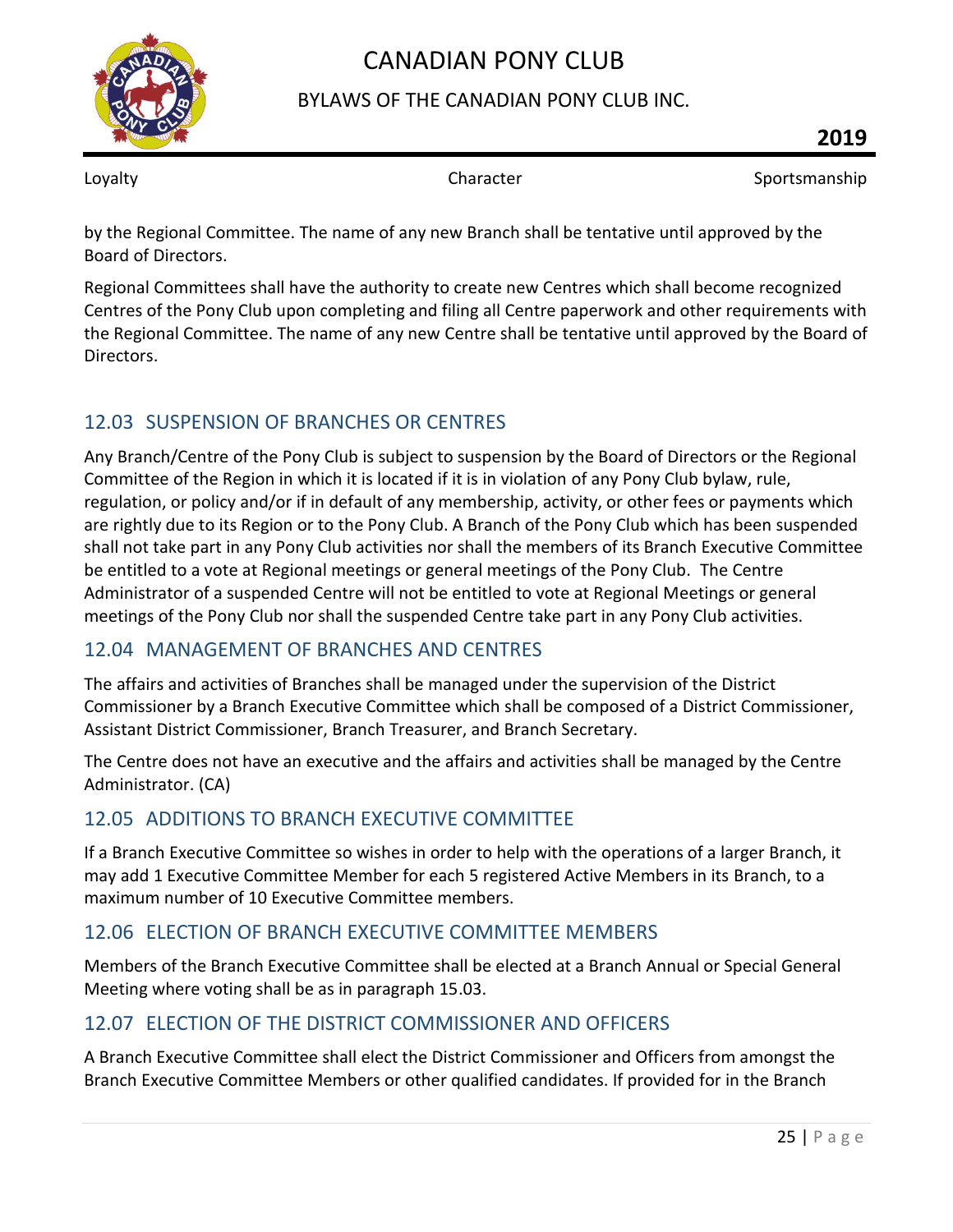by the Regional Committee. The name of any new Branch shall be tentative until approved by the Board of Directors.

Regional Committees shall have the authority to create new Centres which shall become recognized Centres of the Pony Club upon completing and filing all Centre paperwork and other requirements with the Regional Committee. The name of any new Centre shall be tentative until approved by the Board of Directors.

## 12.03 SUSPENSION OF BRANCHES OR CENTRES

Any Branch/Centre of the Pony Club is subject to suspension by the Board of Directors or the Regional Committee of the Region in which it is located if it is in violation of any Pony Club bylaw, rule, regulation, or policy and/or if in default of any membership, activity, or other fees or payments which are rightly due to its Region or to the Pony Club. A Branch of the Pony Club which has been suspended shall not take part in any Pony Club activities nor shall the members of its Branch Executive Committee be entitled to a vote at Regional meetings or general meetings of the Pony Club. The Centre Administrator of a suspended Centre will not be entitled to vote at Regional Meetings or general meetings of the Pony Club nor shall the suspended Centre take part in any Pony Club activities.

## 12.04 MANAGEMENT OF BRANCHES AND CENTRES

The affairs and activities of Branches shall be managed under the supervision of the District Commissioner by a Branch Executive Committee which shall be composed of a District Commissioner, Assistant District Commissioner, Branch Treasurer, and Branch Secretary.

The Centre does not have an executive and the affairs and activities shall be managed by the Centre Administrator. (CA)

## 12.05 ADDITIONS TO BRANCH EXECUTIVE COMMITTEE

If a Branch Executive Committee so wishes in order to help with the operations of a larger Branch, it may add 1 Executive Committee Member for each 5 registered Active Members in its Branch, to a maximum number of 10 Executive Committee members.

## 12.06 ELECTION OF BRANCH EXECUTIVE COMMITTEE MEMBERS

Members of the Branch Executive Committee shall be elected at a Branch Annual or Special General Meeting where voting shall be as in paragraph 15.03.

## 12.07 ELECTION OF THE DISTRICT COMMISSIONER AND OFFICERS

A Branch Executive Committee shall elect the District Commissioner and Officers from amongst the Branch Executive Committee Members or other qualified candidates. If provided for in the Branch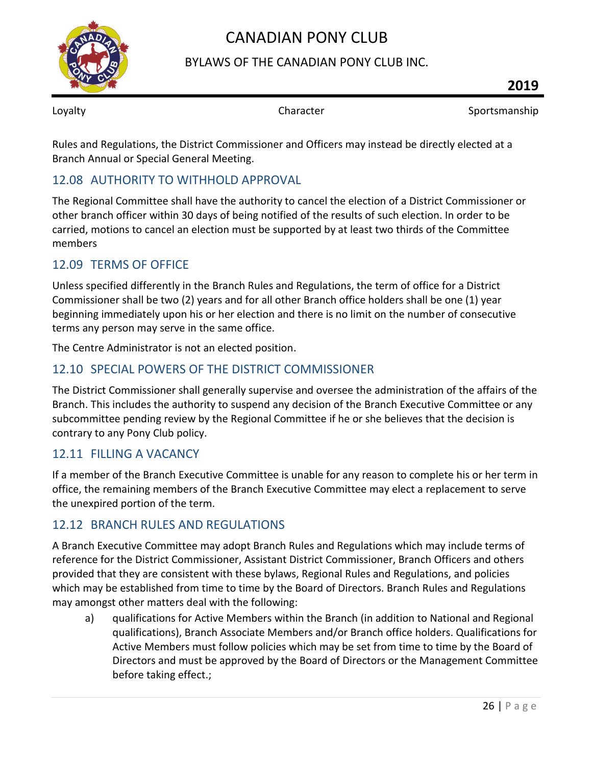Rules and Regulations, the District Commissioner and Officers may instead be directly elected at a Branch Annual or Special General Meeting.

## 12.08 AUTHORITY TO WITHHOLD APPROVAL

The Regional Committee shall have the authority to cancel the election of a District Commissioner or other branch officer within 30 days of being notified of the results of such election. In order to be carried, motions to cancel an election must be supported by at least two thirds of the Committee members

## 12.09 TERMS OF OFFICE

Unless specified differently in the Branch Rules and Regulations, the term of office for a District Commissioner shall be two (2) years and for all other Branch office holders shall be one (1) year beginning immediately upon his or her election and there is no limit on the number of consecutive terms any person may serve in the same office.

The Centre Administrator is not an elected position.

## 12.10 SPECIAL POWERS OF THE DISTRICT COMMISSIONER

The District Commissioner shall generally supervise and oversee the administration of the affairs of the Branch. This includes the authority to suspend any decision of the Branch Executive Committee or any subcommittee pending review by the Regional Committee if he or she believes that the decision is contrary to any Pony Club policy.

## 12.11 FILLING A VACANCY

If a member of the Branch Executive Committee is unable for any reason to complete his or her term in office, the remaining members of the Branch Executive Committee may elect a replacement to serve the unexpired portion of the term.

## 12.12 BRANCH RULES AND REGULATIONS

A Branch Executive Committee may adopt Branch Rules and Regulations which may include terms of reference for the District Commissioner, Assistant District Commissioner, Branch Officers and others provided that they are consistent with these bylaws, Regional Rules and Regulations, and policies which may be established from time to time by the Board of Directors. Branch Rules and Regulations may amongst other matters deal with the following:

a) qualifications for Active Members within the Branch (in addition to National and Regional qualifications), Branch Associate Members and/or Branch office holders. Qualifications for Active Members must follow policies which may be set from time to time by the Board of Directors and must be approved by the Board of Directors or the Management Committee before taking effect.;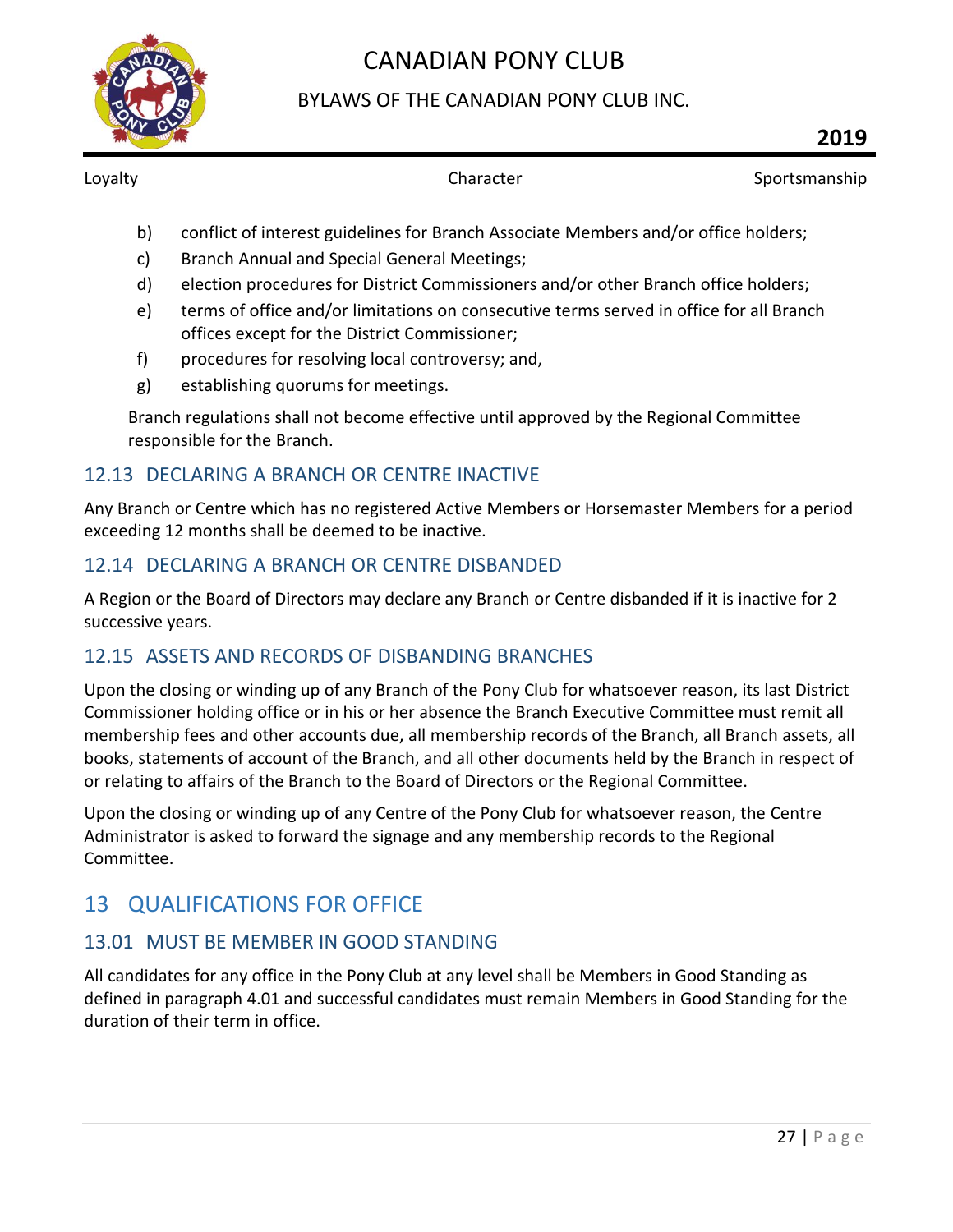b) conflict of interest guidelines for Branch Associate Members and/or office holders;

c) Branch Annual and Special General Meetings;

d) election procedures for District Commissioners and/or other Branch office holders;

e) terms of office and/or limitations on consecutive terms served in office for all Branch offices except for the District Commissioner;

f) procedures for resolving local controversy; and,

g) establishing quorums for meetings.

Branch regulations shall not become effective until approved by the Regional Committee responsible for the Branch.

### 12.13 DECLARING A BRANCH OR CENTRE INACTIVE

Any Branch or Centre which has no registered Active Members or Horsemaster Members for a period exceeding 12 months shall be deemed to be inactive.

### 12.14 DECLARING A BRANCH OR CENTRE DISBANDED

A Region or the Board of Directors may declare any Branch or Centre disbanded if it is inactive for 2 successive years.

### 12.15 ASSETS AND RECORDS OF DISBANDING BRANCHES

Upon the closing or winding up of any Branch of the Pony Club for whatsoever reason, its last District Commissioner holding office or in his or her absence the Branch Executive Committee must remit all membership fees and other accounts due, all membership records of the Branch, all Branch assets, all books, statements of account of the Branch, and all other documents held by the Branch in respect of or relating to affairs of the Branch to the Board of Directors or the Regional Committee.

Upon the closing or winding up of any Centre of the Pony Club for whatsoever reason, the Centre Administrator is asked to forward the signage and any membership records to the Regional Committee.

## 13 QUALIFICATIONS FOR OFFICE

### 13.01 MUST BE MEMBER IN GOOD STANDING

All candidates for any office in the Pony Club at any level shall be Members in Good Standing as defined in paragraph 4.01 and successful candidates must remain Members in Good Standing for the duration of their term in office.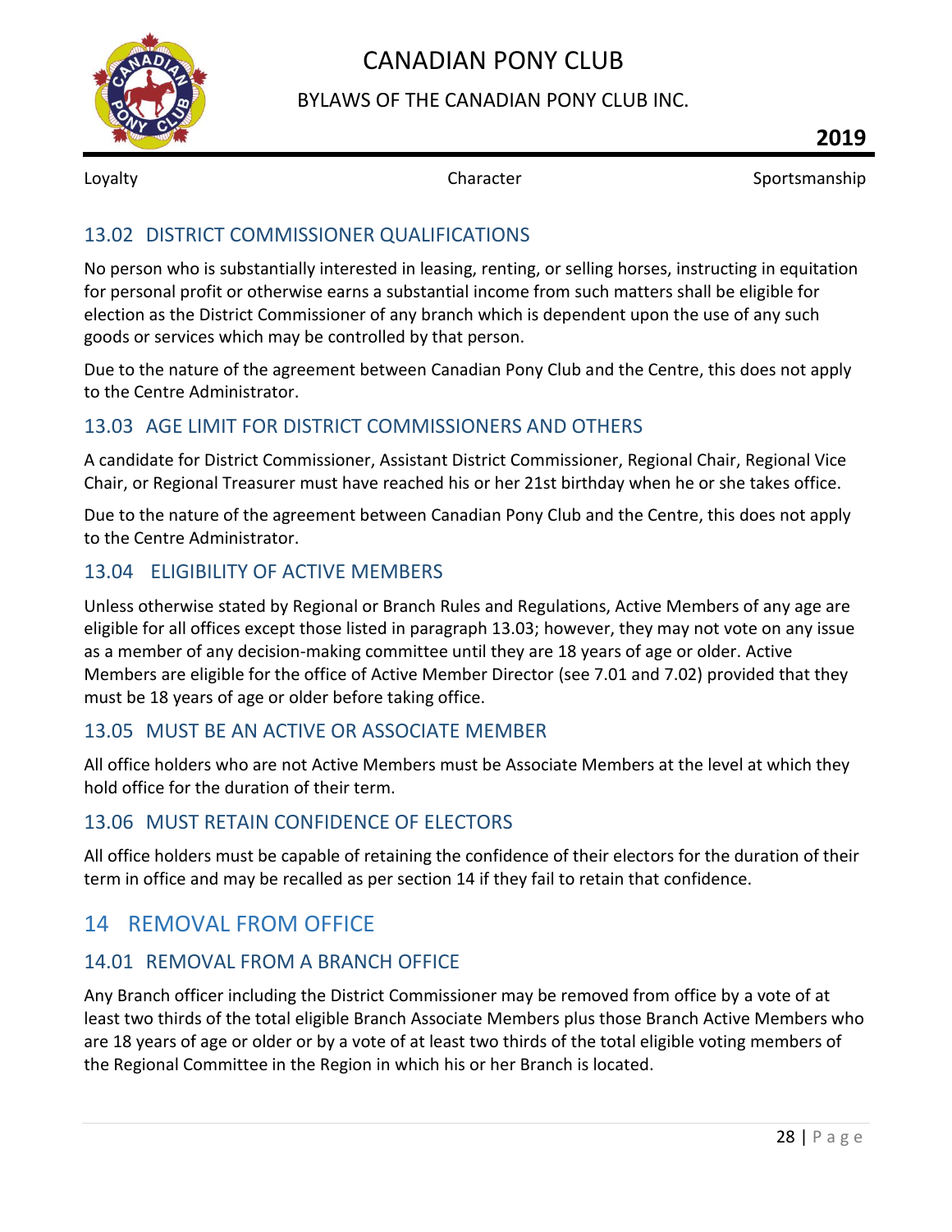### 13.02 DISTRICT COMMISSIONER QUALIFICATIONS

No person who is substantially interested in leasing, renting, or selling horses, instructing in equitation for personal profit or otherwise earns a substantial income from such matters shall be eligible for election as the District Commissioner of any branch which is dependent upon the use of any such goods or services which may be controlled by that person.

Due to the nature of the agreement between Canadian Pony Club and the Centre, this does not apply to the Centre Administrator.

### 13.03 AGE LIMIT FOR DISTRICT COMMISSIONERS AND OTHERS

A candidate for District Commissioner, Assistant District Commissioner, Regional Chair, Regional Vice Chair, or Regional Treasurer must have reached his or her 21st birthday when he or she takes office.

Due to the nature of the agreement between Canadian Pony Club and the Centre, this does not apply to the Centre Administrator.

### 13.04 ELIGIBILITY OF ACTIVE MEMBERS

Unless otherwise stated by Regional or Branch Rules and Regulations, Active Members of any age are eligible for all offices except those listed in paragraph 13.03; however, they may not vote on any issue as a member of any decision-making committee until they are 18 years of age or older. Active Members are eligible for the office of Active Member Director (see 7.01 and 7.02) provided that they must be 18 years of age or older before taking office.

### 13.05 MUST BE AN ACTIVE OR ASSOCIATE MEMBER

All office holders who are not Active Members must be Associate Members at the level at which they hold office for the duration of their term.

### 13.06 MUST RETAIN CONFIDENCE OF ELECTORS

All office holders must be capable of retaining the confidence of their electors for the duration of their term in office and may be recalled as per section 14 if they fail to retain that confidence.

## 14 REMOVAL FROM OFFICE

### 14.01 REMOVAL FROM A BRANCH OFFICE

Any Branch officer including the District Commissioner may be removed from office by a vote of at least two thirds of the total eligible Branch Associate Members plus those Branch Active Members who are 18 years of age or older or by a vote of at least two thirds of the total eligible voting members of the Regional Committee in the Region in which his or her Branch is located.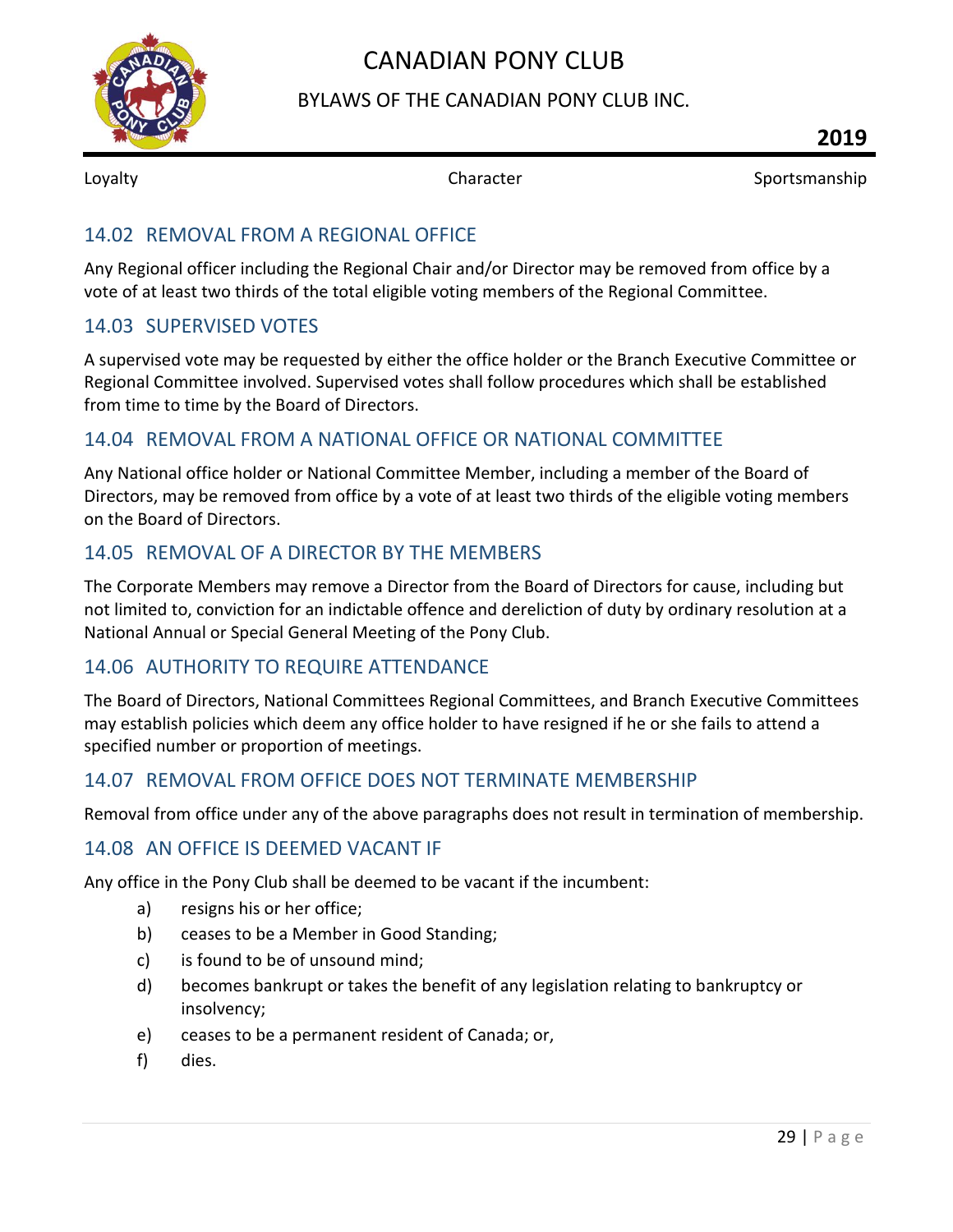## 14.02 REMOVAL FROM A REGIONAL OFFICE

Any Regional officer including the Regional Chair and/or Director may be removed from office by a vote of at least two thirds of the total eligible voting members of the Regional Committee.

## 14.03 SUPERVISED VOTES

A supervised vote may be requested by either the office holder or the Branch Executive Committee or Regional Committee involved. Supervised votes shall follow procedures which shall be established from time to time by the Board of Directors.

## 14.04 REMOVAL FROM A NATIONAL OFFICE OR NATIONAL COMMITTEE

Any National office holder or National Committee Member, including a member of the Board of Directors, may be removed from office by a vote of at least two thirds of the eligible voting members on the Board of Directors.

## 14.05 REMOVAL OF A DIRECTOR BY THE MEMBERS

The Corporate Members may remove a Director from the Board of Directors for cause, including but not limited to, conviction for an indictable offence and dereliction of duty by ordinary resolution at a National Annual or Special General Meeting of the Pony Club.

## 14.06 AUTHORITY TO REQUIRE ATTENDANCE

The Board of Directors, National Committees Regional Committees, and Branch Executive Committees may establish policies which deem any office holder to have resigned if he or she fails to attend a specified number or proportion of meetings.

## 14.07 REMOVAL FROM OFFICE DOES NOT TERMINATE MEMBERSHIP

Removal from office under any of the above paragraphs does not result in termination of membership.

## 14.08 AN OFFICE IS DEEMED VACANT IF

Any office in the Pony Club shall be deemed to be vacant if the incumbent:

a) resigns his or her office;

b) ceases to be a Member in Good Standing;

c) is found to be of unsound mind;

d) becomes bankrupt or takes the benefit of any legislation relating to bankruptcy or insolvency;

e) ceases to be a permanent resident of Canada; or,

f) dies.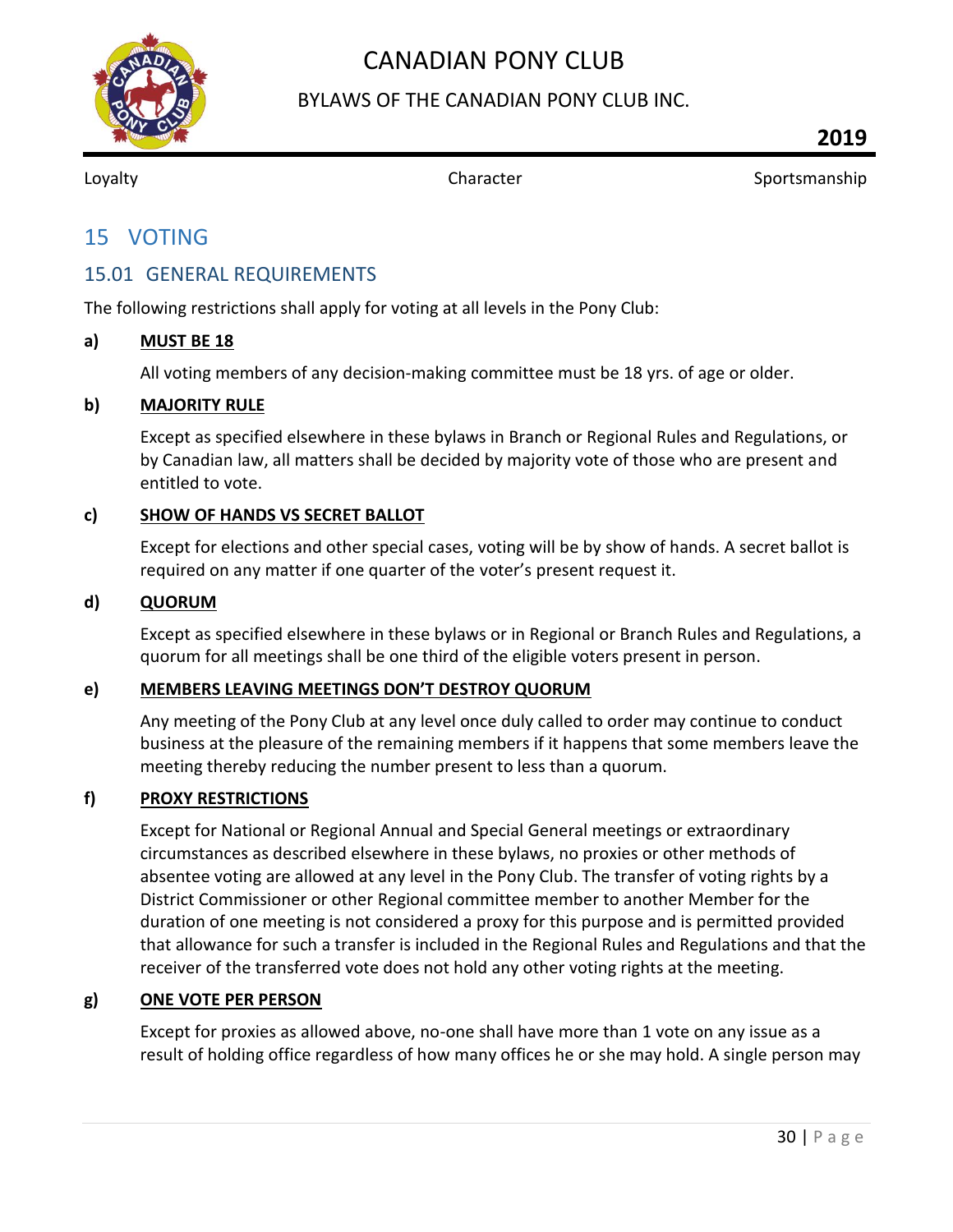# 15 VOTING

## 15.01 GENERAL REQUIREMENTS

The following restrictions shall apply for voting at all levels in the Pony Club:

**a) MUST BE 18**

All voting members of any decision-making committee must be 18 yrs. of age or older.

**b) MAJORITY RULE**

Except as specified elsewhere in these bylaws in Branch or Regional Rules and Regulations, or by Canadian law, all matters shall be decided by majority vote of those who are present and entitled to vote.

**c) SHOW OF HANDS VS SECRET BALLOT**

Except for elections and other special cases, voting will be by show of hands. A secret ballot is required on any matter if one quarter of the voter's present request it.

**d) QUORUM**

Except as specified elsewhere in these bylaws or in Regional or Branch Rules and Regulations, a quorum for all meetings shall be one third of the eligible voters present in person.

**e) MEMBERS LEAVING MEETINGS DON'T DESTROY QUORUM**

Any meeting of the Pony Club at any level once duly called to order may continue to conduct business at the pleasure of the remaining members if it happens that some members leave the meeting thereby reducing the number present to less than a quorum.

**f) PROXY RESTRICTIONS**

Except for National or Regional Annual and Special General meetings or extraordinary circumstances as described elsewhere in these bylaws, no proxies or other methods of absentee voting are allowed at any level in the Pony Club. The transfer of voting rights by a District Commissioner or other Regional committee member to another Member for the duration of one meeting is not considered a proxy for this purpose and is permitted provided that allowance for such a transfer is included in the Regional Rules and Regulations and that the receiver of the transferred vote does not hold any other voting rights at the meeting.

**g) ONE VOTE PER PERSON**

Except for proxies as allowed above, no-one shall have more than 1 vote on any issue as a result of holding office regardless of how many offices he or she may hold. A single person may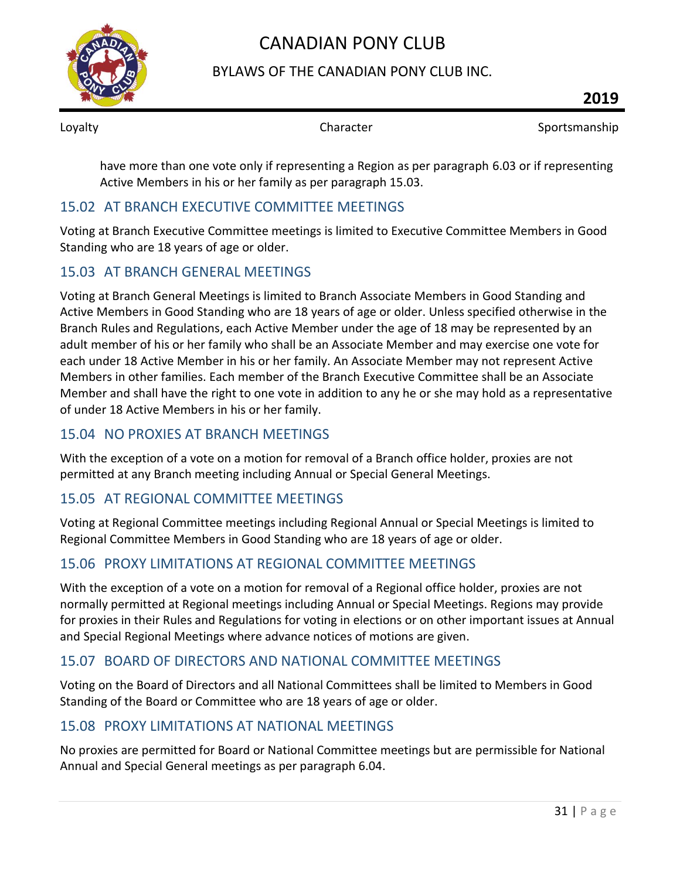have more than one vote only if representing a Region as per paragraph 6.03 or if representing Active Members in his or her family as per paragraph 15.03.

## 15.02 AT BRANCH EXECUTIVE COMMITTEE MEETINGS

Voting at Branch Executive Committee meetings is limited to Executive Committee Members in Good Standing who are 18 years of age or older.

## 15.03 AT BRANCH GENERAL MEETINGS

Voting at Branch General Meetings is limited to Branch Associate Members in Good Standing and Active Members in Good Standing who are 18 years of age or older. Unless specified otherwise in the Branch Rules and Regulations, each Active Member under the age of 18 may be represented by an adult member of his or her family who shall be an Associate Member and may exercise one vote for each under 18 Active Member in his or her family. An Associate Member may not represent Active Members in other families. Each member of the Branch Executive Committee shall be an Associate Member and shall have the right to one vote in addition to any he or she may hold as a representative of under 18 Active Members in his or her family.

## 15.04 NO PROXIES AT BRANCH MEETINGS

With the exception of a vote on a motion for removal of a Branch office holder, proxies are not permitted at any Branch meeting including Annual or Special General Meetings.

## 15.05 AT REGIONAL COMMITTEE MEETINGS

Voting at Regional Committee meetings including Regional Annual or Special Meetings is limited to Regional Committee Members in Good Standing who are 18 years of age or older.

## 15.06 PROXY LIMITATIONS AT REGIONAL COMMITTEE MEETINGS

With the exception of a vote on a motion for removal of a Regional office holder, proxies are not normally permitted at Regional meetings including Annual or Special Meetings. Regions may provide for proxies in their Rules and Regulations for voting in elections or on other important issues at Annual and Special Regional Meetings where advance notices of motions are given.

## 15.07 BOARD OF DIRECTORS AND NATIONAL COMMITTEE MEETINGS

Voting on the Board of Directors and all National Committees shall be limited to Members in Good Standing of the Board or Committee who are 18 years of age or older.

## 15.08 PROXY LIMITATIONS AT NATIONAL MEETINGS

No proxies are permitted for Board or National Committee meetings but are permissible for National Annual and Special General meetings as per paragraph 6.04.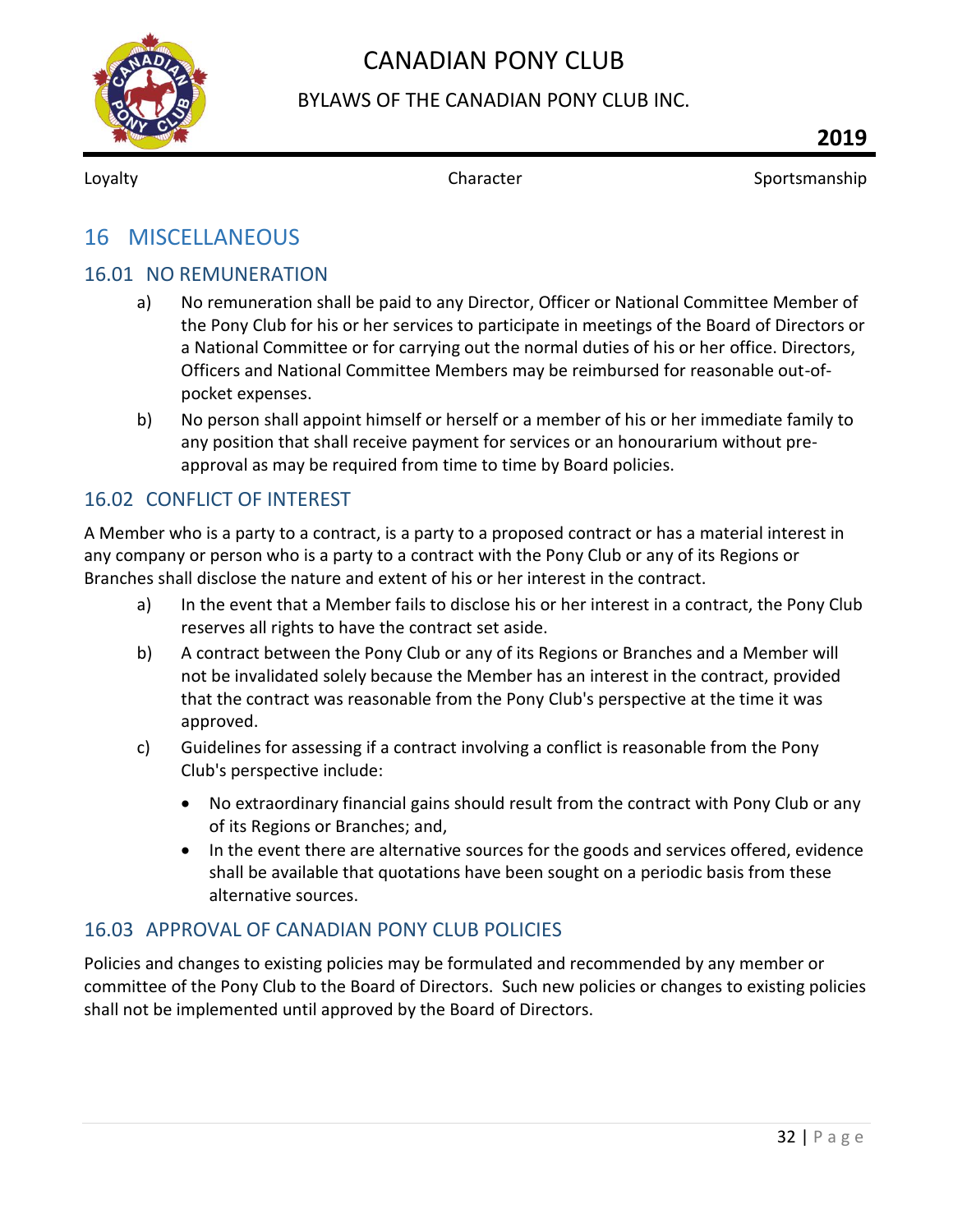# 16 MISCELLANEOUS

## 16.01 NO REMUNERATION

a) No remuneration shall be paid to any Director, Officer or National Committee Member of the Pony Club for his or her services to participate in meetings of the Board of Directors or a National Committee or for carrying out the normal duties of his or her office. Directors, Officers and National Committee Members may be reimbursed for reasonable out-of-pocket expenses.

b) No person shall appoint himself or herself or a member of his or her immediate family to any position that shall receive payment for services or an honourarium without pre-approval as may be required from time to time by Board policies.

## 16.02 CONFLICT OF INTEREST

A Member who is a party to a contract, is a party to a proposed contract or has a material interest in any company or person who is a party to a contract with the Pony Club or any of its Regions or Branches shall disclose the nature and extent of his or her interest in the contract.

a) In the event that a Member fails to disclose his or her interest in a contract, the Pony Club reserves all rights to have the contract set aside.

b) A contract between the Pony Club or any of its Regions or Branches and a Member will not be invalidated solely because the Member has an interest in the contract, provided that the contract was reasonable from the Pony Club's perspective at the time it was approved.

c) Guidelines for assessing if a contract involving a conflict is reasonable from the Pony Club's perspective include:

- No extraordinary financial gains should result from the contract with Pony Club or any of its Regions or Branches; and,
- In the event there are alternative sources for the goods and services offered, evidence shall be available that quotations have been sought on a periodic basis from these alternative sources.

## 16.03 APPROVAL OF CANADIAN PONY CLUB POLICIES

Policies and changes to existing policies may be formulated and recommended by any member or committee of the Pony Club to the Board of Directors. Such new policies or changes to existing policies shall not be implemented until approved by the Board of Directors.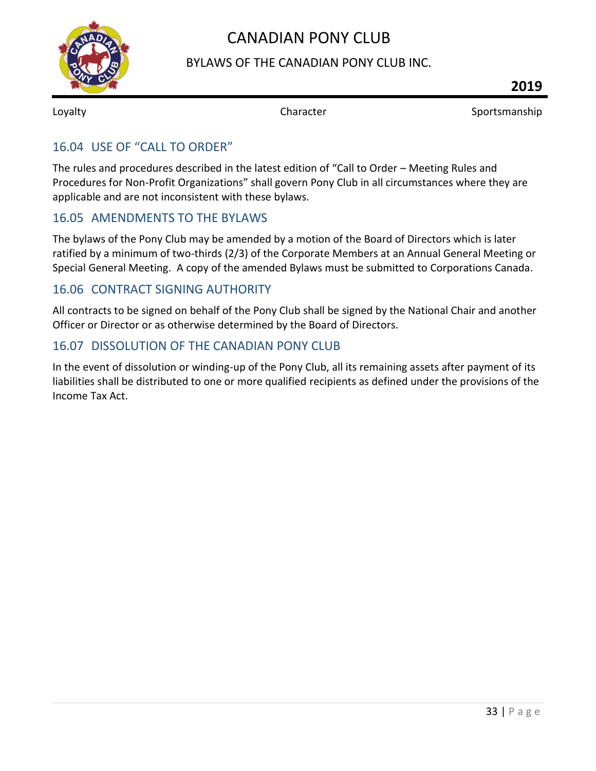## 16.04 USE OF "CALL TO ORDER"

The rules and procedures described in the latest edition of "Call to Order – Meeting Rules and Procedures for Non-Profit Organizations" shall govern Pony Club in all circumstances where they are applicable and are not inconsistent with these bylaws.

## 16.05 AMENDMENTS TO THE BYLAWS

The bylaws of the Pony Club may be amended by a motion of the Board of Directors which is later ratified by a minimum of two-thirds (2/3) of the Corporate Members at an Annual General Meeting or Special General Meeting. A copy of the amended Bylaws must be submitted to Corporations Canada.

## 16.06 CONTRACT SIGNING AUTHORITY

All contracts to be signed on behalf of the Pony Club shall be signed by the National Chair and another Officer or Director or as otherwise determined by the Board of Directors.

## 16.07 DISSOLUTION OF THE CANADIAN PONY CLUB

In the event of dissolution or winding-up of the Pony Club, all its remaining assets after payment of its liabilities shall be distributed to one or more qualified recipients as defined under the provisions of the Income Tax Act.